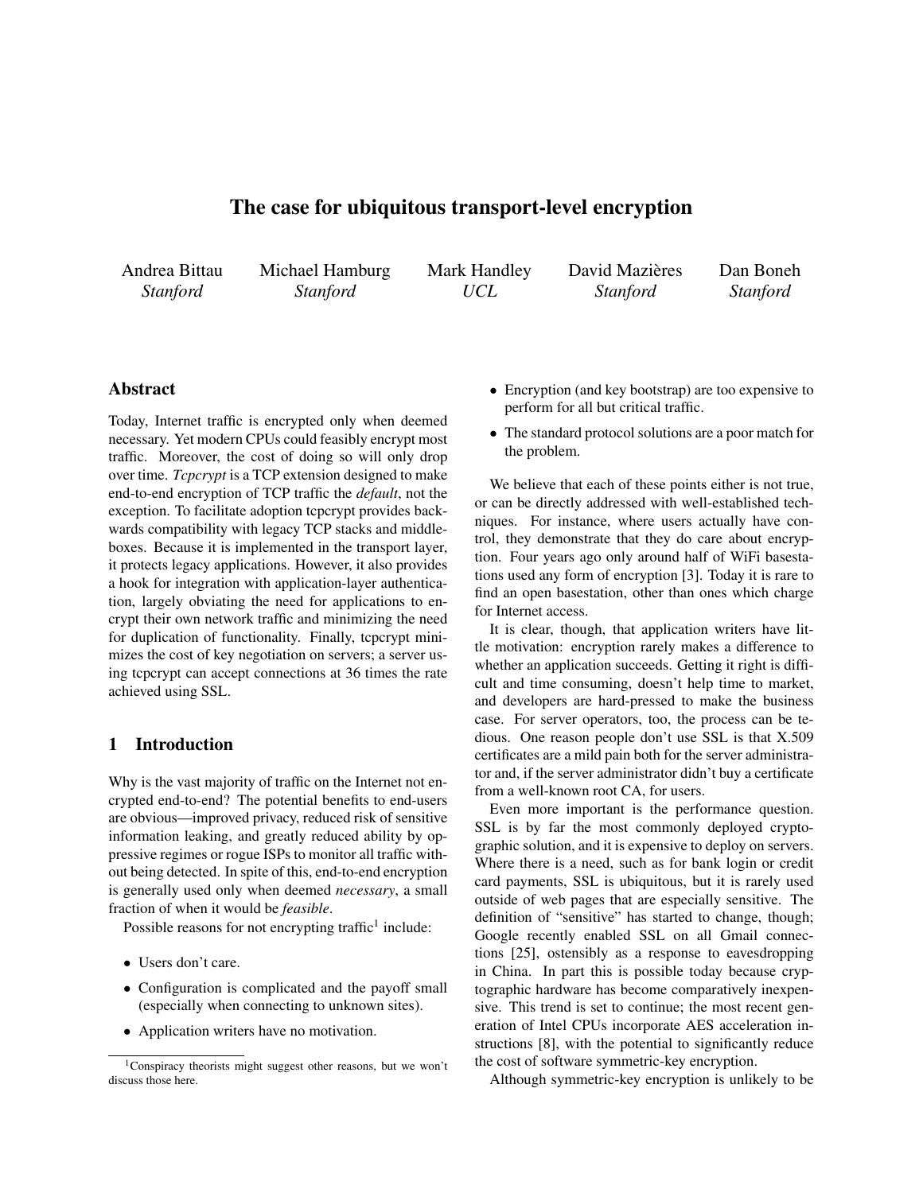# The case for ubiquitous transport-level encryption

Andrea Bittau *Stanford*, Michael Hamburg *Stanford*, Mark Handley *UCL*, David Mazières *Stanford*, Dan Boneh *Stanford*

## Abstract

Today, Internet traffic is encrypted only when deemed necessary. Yet modern CPUs could feasibly encrypt most traffic. Moreover, the cost of doing so will only drop over time. *Tcpcrypt* is a TCP extension designed to make end-to-end encryption of TCP traffic the *default*, not the exception. To facilitate adoption tcpcrypt provides backwards compatibility with legacy TCP stacks and middleboxes. Because it is implemented in the transport layer, it protects legacy applications. However, it also provides a hook for integration with application-layer authentication, largely obviating the need for applications to encrypt their own network traffic and minimizing the need for duplication of functionality. Finally, tcpcrypt minimizes the cost of key negotiation on servers; a server using tcpcrypt can accept connections at 36 times the rate achieved using SSL.

## 1 Introduction

Why is the vast majority of traffic on the Internet not encrypted end-to-end? The potential benefits to end-users are obvious—improved privacy, reduced risk of sensitive information leaking, and greatly reduced ability by oppressive regimes or rogue ISPs to monitor all traffic without being detected. In spite of this, end-to-end encryption is generally used only when deemed *necessary*, a small fraction of when it would be *feasible*.

Possible reasons for not encrypting traffic[1] include:

- Users don't care.
- Configuration is complicated and the payoff small (especially when connecting to unknown sites).
- Application writers have no motivation.
- Encryption (and key bootstrap) are too expensive to perform for all but critical traffic.
- The standard protocol solutions are a poor match for the problem.

We believe that each of these points either is not true, or can be directly addressed with well-established techniques. For instance, where users actually have control, they demonstrate that they do care about encryption. Four years ago only around half of WiFi basestations used any form of encryption [3]. Today it is rare to find an open basestation, other than ones which charge for Internet access.

It is clear, though, that application writers have little motivation: encryption rarely makes a difference to whether an application succeeds. Getting it right is difficult and time consuming, doesn't help time to market, and developers are hard-pressed to make the business case. For server operators, too, the process can be tedious. One reason people don't use SSL is that X.509 certificates are a mild pain both for the server administrator and, if the server administrator didn't buy a certificate from a well-known root CA, for users.

Even more important is the performance question. SSL is by far the most commonly deployed cryptographic solution, and it is expensive to deploy on servers. Where there is a need, such as for bank login or credit card payments, SSL is ubiquitous, but it is rarely used outside of web pages that are especially sensitive. The definition of "sensitive" has started to change, though; Google recently enabled SSL on all Gmail connections [25], ostensibly as a response to eavesdropping in China. In part this is possible today because cryptographic hardware has become comparatively inexpensive. This trend is set to continue; the most recent generation of Intel CPUs incorporate AES acceleration instructions [8], with the potential to significantly reduce the cost of software symmetric-key encryption.

Although symmetric-key encryption is unlikely to be

[1] Conspiracy theorists might suggest other reasons, but we won't discuss those here.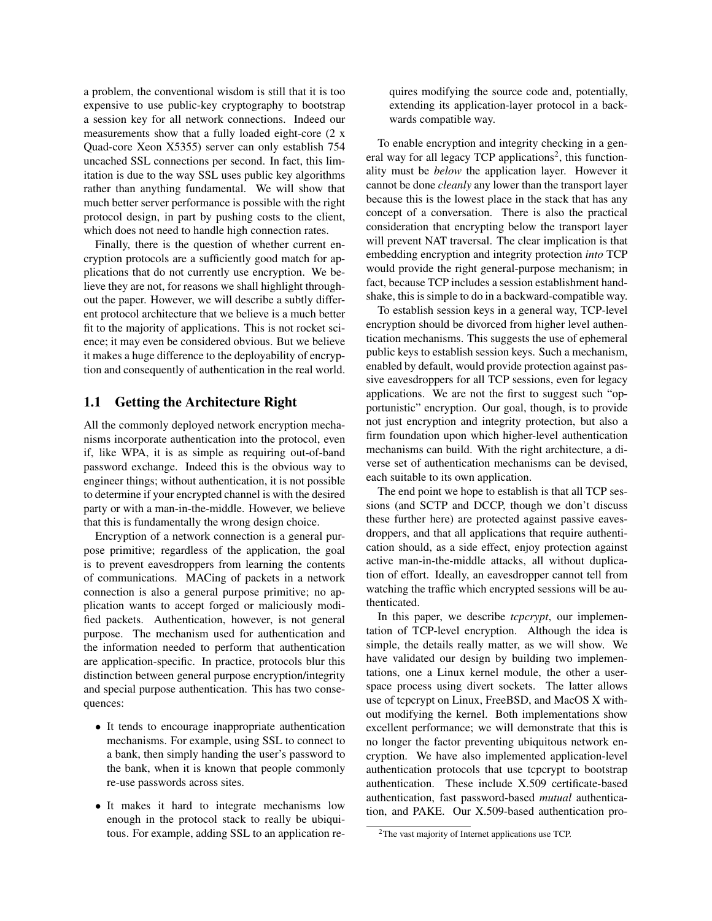a problem, the conventional wisdom is still that it is too expensive to use public-key cryptography to bootstrap a session key for all network connections. Indeed our measurements show that a fully loaded eight-core (2 x Quad-core Xeon X5355) server can only establish 754 uncached SSL connections per second. In fact, this limitation is due to the way SSL uses public key algorithms rather than anything fundamental. We will show that much better server performance is possible with the right protocol design, in part by pushing costs to the client, which does not need to handle high connection rates.

Finally, there is the question of whether current encryption protocols are a sufficiently good match for applications that do not currently use encryption. We believe they are not, for reasons we shall highlight throughout the paper. However, we will describe a subtly different protocol architecture that we believe is a much better fit to the majority of applications. This is not rocket science; it may even be considered obvious. But we believe it makes a huge difference to the deployability of encryption and consequently of authentication in the real world.

## 1.1 Getting the Architecture Right

All the commonly deployed network encryption mechanisms incorporate authentication into the protocol, even if, like WPA, it is as simple as requiring out-of-band password exchange. Indeed this is the obvious way to engineer things; without authentication, it is not possible to determine if your encrypted channel is with the desired party or with a man-in-the-middle. However, we believe that this is fundamentally the wrong design choice.

Encryption of a network connection is a general purpose primitive; regardless of the application, the goal is to prevent eavesdroppers from learning the contents of communications. MACing of packets in a network connection is also a general purpose primitive; no application wants to accept forged or maliciously modified packets. Authentication, however, is not general purpose. The mechanism used for authentication and the information needed to perform that authentication are application-specific. In practice, protocols blur this distinction between general purpose encryption/integrity and special purpose authentication. This has two consequences:

- It tends to encourage inappropriate authentication mechanisms. For example, using SSL to connect to a bank, then simply handing the user's password to the bank, when it is known that people commonly re-use passwords across sites.
- It makes it hard to integrate mechanisms low enough in the protocol stack to really be ubiquitous. For example, adding SSL to an application requires modifying the source code and, potentially, extending its application-layer protocol in a backwards compatible way.

To enable encryption and integrity checking in a general way for all legacy TCP applications[2], this functionality must be *below* the application layer. However it cannot be done *cleanly* any lower than the transport layer because this is the lowest place in the stack that has any concept of a conversation. There is also the practical consideration that encrypting below the transport layer will prevent NAT traversal. The clear implication is that embedding encryption and integrity protection *into* TCP would provide the right general-purpose mechanism; in fact, because TCP includes a session establishment handshake, this is simple to do in a backward-compatible way.

To establish session keys in a general way, TCP-level encryption should be divorced from higher level authentication mechanisms. This suggests the use of ephemeral public keys to establish session keys. Such a mechanism, enabled by default, would provide protection against passive eavesdroppers for all TCP sessions, even for legacy applications. We are not the first to suggest such "opportunistic" encryption. Our goal, though, is to provide not just encryption and integrity protection, but also a firm foundation upon which higher-level authentication mechanisms can build. With the right architecture, a diverse set of authentication mechanisms can be devised, each suitable to its own application.

The end point we hope to establish is that all TCP sessions (and SCTP and DCCP, though we don't discuss these further here) are protected against passive eavesdroppers, and that all applications that require authentication should, as a side effect, enjoy protection against active man-in-the-middle attacks, all without duplication of effort. Ideally, an eavesdropper cannot tell from watching the traffic which encrypted sessions will be authenticated.

In this paper, we describe *tcpcrypt*, our implementation of TCP-level encryption. Although the idea is simple, the details really matter, as we will show. We have validated our design by building two implementations, one a Linux kernel module, the other a userspace process using divert sockets. The latter allows use of tcpcrypt on Linux, FreeBSD, and MacOS X without modifying the kernel. Both implementations show excellent performance; we will demonstrate that this is no longer the factor preventing ubiquitous network encryption. We have also implemented application-level authentication protocols that use tcpcrypt to bootstrap authentication. These include X.509 certificate-based authentication, fast password-based *mutual* authentication, and PAKE. Our X.509-based authentication pro-

[2] The vast majority of Internet applications use TCP.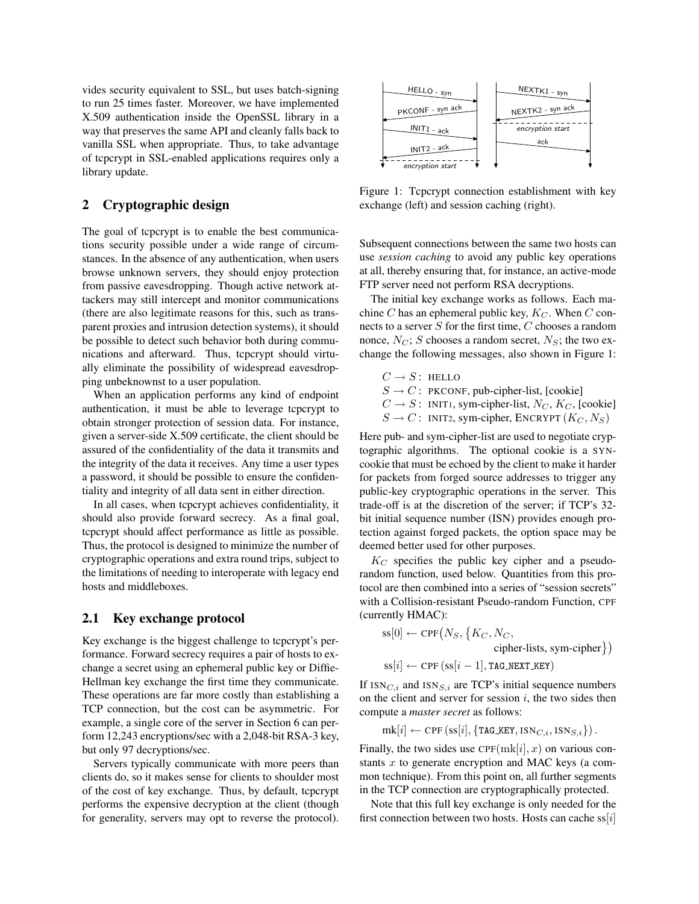vides security equivalent to SSL, but uses batch-signing to run 25 times faster. Moreover, we have implemented X.509 authentication inside the OpenSSL library in a way that preserves the same API and cleanly falls back to vanilla SSL when appropriate. Thus, to take advantage of tcpcrypt in SSL-enabled applications requires only a library update.

## 2 Cryptographic design

The goal of tcpcrypt is to enable the best communications security possible under a wide range of circumstances. In the absence of any authentication, when users browse unknown servers, they should enjoy protection from passive eavesdropping. Though active network attackers may still intercept and monitor communications (there are also legitimate reasons for this, such as transparent proxies and intrusion detection systems), it should be possible to detect such behavior both during communications and afterward. Thus, tcpcrypt should virtually eliminate the possibility of widespread eavesdropping unbeknownst to a user population.

When an application performs any kind of endpoint authentication, it must be able to leverage tcpcrypt to obtain stronger protection of session data. For instance, given a server-side X.509 certificate, the client should be assured of the confidentiality of the data it transmits and the integrity of the data it receives. Any time a user types a password, it should be possible to ensure the confidentiality and integrity of all data sent in either direction.

In all cases, when tcpcrypt achieves confidentiality, it should also provide forward secrecy. As a final goal, tcpcrypt should affect performance as little as possible. Thus, the protocol is designed to minimize the number of cryptographic operations and extra round trips, subject to the limitations of needing to interoperate with legacy end hosts and middleboxes.

### 2.1 Key exchange protocol

Key exchange is the biggest challenge to tcpcrypt's performance. Forward secrecy requires a pair of hosts to exchange a secret using an ephemeral public key or Diffie-Hellman key exchange the first time they communicate. These operations are far more costly than establishing a TCP connection, but the cost can be asymmetric. For example, a single core of the server in Section 6 can perform 12,243 encryptions/sec with a 2,048-bit RSA-3 key, but only 97 decryptions/sec.

Servers typically communicate with more peers than clients do, so it makes sense for clients to shoulder most of the cost of key exchange. Thus, by default, tcpcrypt performs the expensive decryption at the client (though for generality, servers may opt to reverse the protocol).

Figure 1: Tcpcrypt connection establishment with key exchange (left) and session caching (right).

Subsequent connections between the same two hosts can use *session caching* to avoid any public key operations at all, thereby ensuring that, for instance, an active-mode FTP server need not perform RSA decryptions.

The initial key exchange works as follows. Each machine $C$ has an ephemeral public key, $K_C$. When $C$ connects to a server $S$ for the first time, $C$ chooses a random nonce, $N_C$; $S$ chooses a random secret, $N_S$; the two exchange the following messages, also shown in Figure 1:

$C \to S$: HELLO
$S \to C$: PKCONF, pub-cipher-list, [cookie]
$C \to S$: INIT1, sym-cipher-list, $N_C$, $K_C$, [cookie]
$S \to C$: INIT2, sym-cipher, ENCRYPT $(K_C, N_S)$

Here pub- and sym-cipher-list are used to negotiate cryptographic algorithms. The optional cookie is a SYN-cookie that must be echoed by the client to make it harder for packets from forged source addresses to trigger any public-key cryptographic operations in the server. This trade-off is at the discretion of the server; if TCP's 32-bit initial sequence number (ISN) provides enough protection against forged packets, the option space may be deemed better used for other purposes.

$K_C$ specifies the public key cipher and a pseudo-random function, used below. Quantities from this protocol are then combined into a series of "session secrets" with a Collision-resistant Pseudo-random Function, CPF (currently HMAC):

$$\text{ss}[0] \leftarrow \text{CPF}\big(N_S, \{K_C, N_C, \text{cipher-lists, sym-cipher}\}\big)$$

$$\text{ss}[i] \leftarrow \text{CPF}\left(\text{ss}[i-1], \texttt{TAG\_NEXT\_KEY}\right)$$

If $\text{ISN}_{C,i}$ and $\text{ISN}_{S,i}$ are TCP's initial sequence numbers on the client and server for session $i$, the two sides then compute a *master secret* as follows:

$$\text{mk}[i] \leftarrow \text{CPF}\left(\text{ss}[i], \{\texttt{TAG\_KEY}, \text{ISN}_{C,i}, \text{ISN}_{S,i}\}\right).$$

Finally, the two sides use $\text{CPF}(\text{mk}[i], x)$ on various constants $x$ to generate encryption and MAC keys (a common technique). From this point on, all further segments in the TCP connection are cryptographically protected.

Note that this full key exchange is only needed for the first connection between two hosts. Hosts can cache $\text{ss}[i]$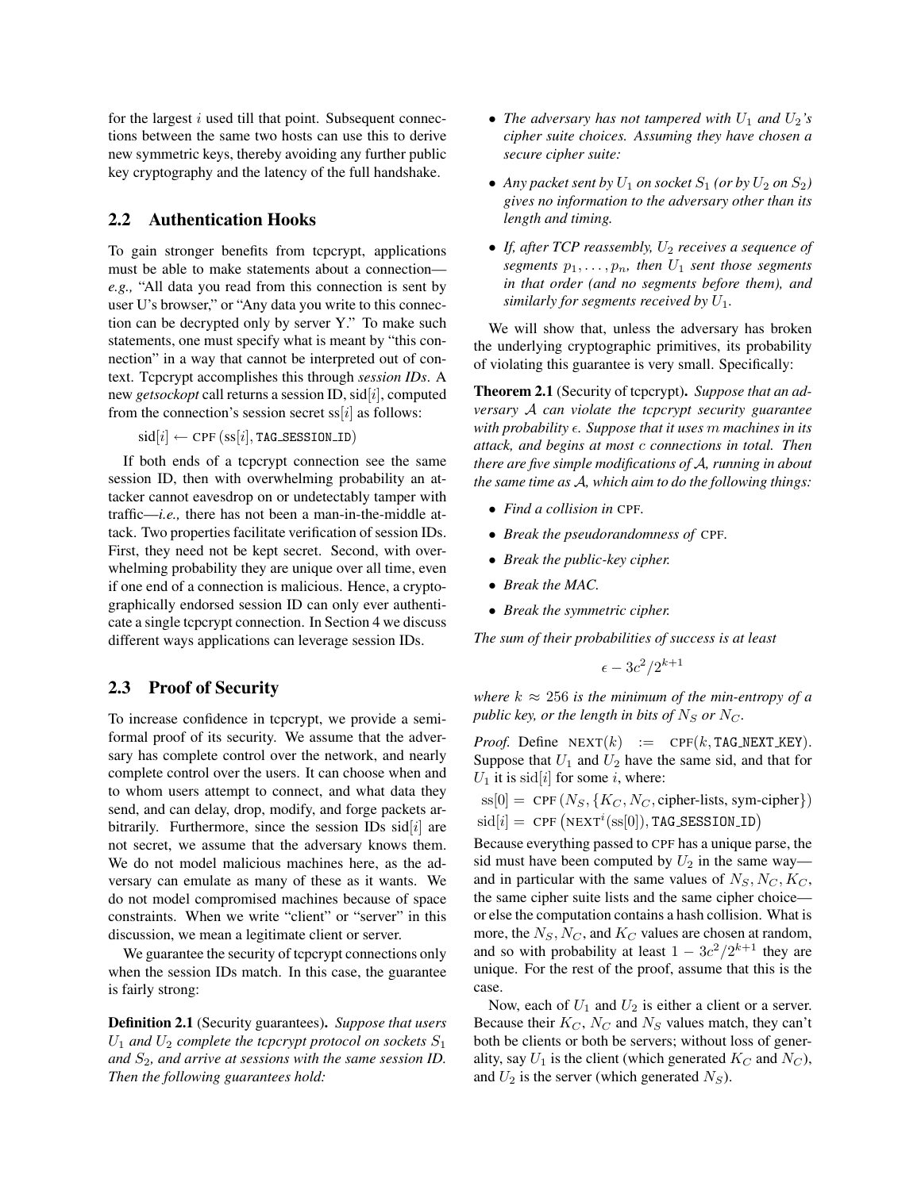for the largest $i$ used till that point. Subsequent connections between the same two hosts can use this to derive new symmetric keys, thereby avoiding any further public key cryptography and the latency of the full handshake.

## 2.2 Authentication Hooks

To gain stronger benefits from tcpcrypt, applications must be able to make statements about a connection—*e.g.,* "All data you read from this connection is sent by user U's browser," or "Any data you write to this connection can be decrypted only by server Y." To make such statements, one must specify what is meant by "this connection" in a way that cannot be interpreted out of context. Tcpcrypt accomplishes this through *session IDs*. A new *getsockopt* call returns a session ID, $\text{sid}[i]$, computed from the connection's session secret $\text{ss}[i]$ as follows:

$$\text{sid}[i] \leftarrow \text{CPF}\left(\text{ss}[i], \texttt{TAG\_SESSION\_ID}\right)$$

If both ends of a tcpcrypt connection see the same session ID, then with overwhelming probability an attacker cannot eavesdrop on or undetectably tamper with traffic—*i.e.,* there has not been a man-in-the-middle attack. Two properties facilitate verification of session IDs. First, they need not be kept secret. Second, with overwhelming probability they are unique over all time, even if one end of a connection is malicious. Hence, a cryptographically endorsed session ID can only ever authenticate a single tcpcrypt connection. In Section 4 we discuss different ways applications can leverage session IDs.

## 2.3 Proof of Security

To increase confidence in tcpcrypt, we provide a semi-formal proof of its security. We assume that the adversary has complete control over the network, and nearly complete control over the users. It can choose when and to whom users attempt to connect, and what data they send, and can delay, drop, modify, and forge packets arbitrarily. Furthermore, since the session IDs $\text{sid}[i]$ are not secret, we assume that the adversary knows them. We do not model malicious machines here, as the adversary can emulate as many of these as it wants. We do not model compromised machines because of space constraints. When we write "client" or "server" in this discussion, we mean a legitimate client or server.

We guarantee the security of tcpcrypt connections only when the session IDs match. In this case, the guarantee is fairly strong:

**Definition 2.1** (Security guarantees). *Suppose that users $U_1$ and $U_2$ complete the tcpcrypt protocol on sockets $S_1$ and $S_2$, and arrive at sessions with the same session ID. Then the following guarantees hold:*

- *The adversary has not tampered with $U_1$ and $U_2$'s cipher suite choices. Assuming they have chosen a secure cipher suite:*
- *Any packet sent by $U_1$ on socket $S_1$ (or by $U_2$ on $S_2$) gives no information to the adversary other than its length and timing.*
- *If, after TCP reassembly, $U_2$ receives a sequence of segments $p_1, \ldots, p_n$, then $U_1$ sent those segments in that order (and no segments before them), and similarly for segments received by $U_1$.*

We will show that, unless the adversary has broken the underlying cryptographic primitives, its probability of violating this guarantee is very small. Specifically:

**Theorem 2.1** (Security of tcpcrypt). *Suppose that an adversary $\mathcal{A}$ can violate the tcpcrypt security guarantee with probability $\epsilon$. Suppose that it uses $m$ machines in its attack, and begins at most $c$ connections in total. Then there are five simple modifications of $\mathcal{A}$, running in about the same time as $\mathcal{A}$, which aim to do the following things:*

- *Find a collision in* CPF.
- *Break the pseudorandomness of* CPF.
- *Break the public-key cipher.*
- *Break the MAC.*
- *Break the symmetric cipher.*

*The sum of their probabilities of success is at least*

$$\epsilon - 3c^2/2^{k+1}$$

*where $k \approx 256$ is the minimum of the min-entropy of a public key, or the length in bits of $N_S$ or $N_C$.*

*Proof.* Define $\text{NEXT}(k) := \text{CPF}(k, \texttt{TAG\_NEXT\_KEY})$. Suppose that $U_1$ and $U_2$ have the same sid, and that for $U_1$ it is $\text{sid}[i]$ for some $i$, where:

$$\text{ss}[0] = \text{CPF}\left(N_S, \{K_C, N_C, \text{cipher-lists}, \text{sym-cipher}\}\right)$$
$$\text{sid}[i] = \text{CPF}\left(\text{NEXT}^i(\text{ss}[0]), \texttt{TAG\_SESSION\_ID}\right)$$

Because everything passed to CPF has a unique parse, the sid must have been computed by $U_2$ in the same way—and in particular with the same values of $N_S, N_C, K_C$, the same cipher suite lists and the same cipher choice—or else the computation contains a hash collision. What is more, the $N_S$, $N_C$, and $K_C$ values are chosen at random, and so with probability at least $1 - 3c^2/2^{k+1}$ they are unique. For the rest of the proof, assume that this is the case.

Now, each of $U_1$ and $U_2$ is either a client or a server. Because their $K_C$, $N_C$ and $N_S$ values match, they can't both be clients or both be servers; without loss of generality, say $U_1$ is the client (which generated $K_C$ and $N_C$), and $U_2$ is the server (which generated $N_S$).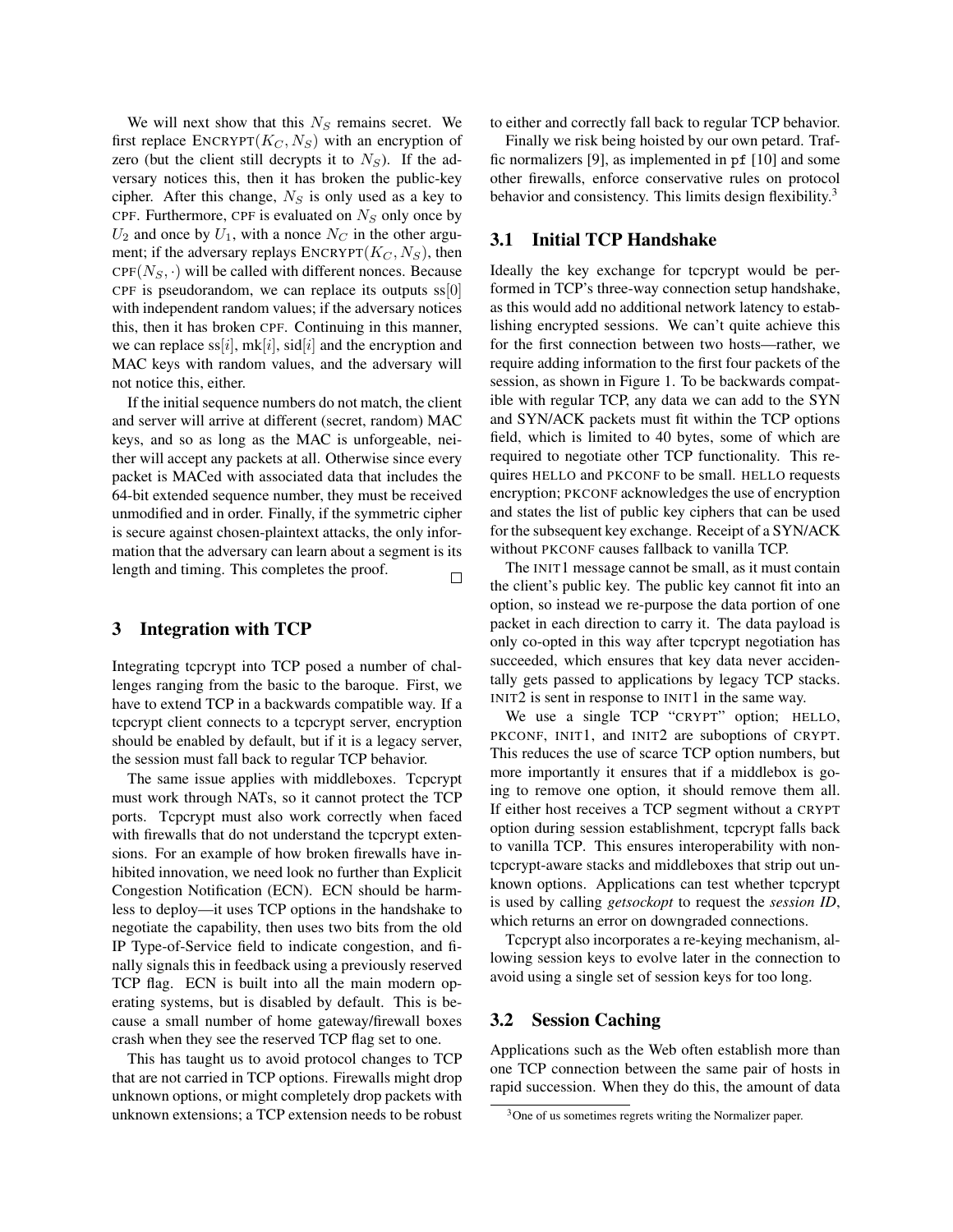We will next show that this $N_S$ remains secret. We first replace $\text{ENCRYPT}(K_C, N_S)$ with an encryption of zero (but the client still decrypts it to $N_S$). If the adversary notices this, then it has broken the public-key cipher. After this change, $N_S$ is only used as a key to CPF. Furthermore, CPF is evaluated on $N_S$ only once by $U_2$ and once by $U_1$, with a nonce $N_C$ in the other argument; if the adversary replays $\text{ENCRYPT}(K_C, N_S)$, then $\text{CPF}(N_S, \cdot)$ will be called with different nonces. Because CPF is pseudorandom, we can replace its outputs ss[0] with independent random values; if the adversary notices this, then it has broken CPF. Continuing in this manner, we can replace ss[$i$], mk[$i$], sid[$i$] and the encryption and MAC keys with random values, and the adversary will not notice this, either.

If the initial sequence numbers do not match, the client and server will arrive at different (secret, random) MAC keys, and so as long as the MAC is unforgeable, neither will accept any packets at all. Otherwise since every packet is MACed with associated data that includes the 64-bit extended sequence number, they must be received unmodified and in order. Finally, if the symmetric cipher is secure against chosen-plaintext attacks, the only information that the adversary can learn about a segment is its length and timing. This completes the proof. □

## 3 Integration with TCP

Integrating tcpcrypt into TCP posed a number of challenges ranging from the basic to the baroque. First, we have to extend TCP in a backwards compatible way. If a tcpcrypt client connects to a tcpcrypt server, encryption should be enabled by default, but if it is a legacy server, the session must fall back to regular TCP behavior.

The same issue applies with middleboxes. Tcpcrypt must work through NATs, so it cannot protect the TCP ports. Tcpcrypt must also work correctly when faced with firewalls that do not understand the tcpcrypt extensions. For an example of how broken firewalls have inhibited innovation, we need look no further than Explicit Congestion Notification (ECN). ECN should be harmless to deploy—it uses TCP options in the handshake to negotiate the capability, then uses two bits from the old IP Type-of-Service field to indicate congestion, and finally signals this in feedback using a previously reserved TCP flag. ECN is built into all the main modern operating systems, but is disabled by default. This is because a small number of home gateway/firewall boxes crash when they see the reserved TCP flag set to one.

This has taught us to avoid protocol changes to TCP that are not carried in TCP options. Firewalls might drop unknown options, or might completely drop packets with unknown extensions; a TCP extension needs to be robust to either and correctly fall back to regular TCP behavior.

Finally we risk being hoisted by our own petard. Traffic normalizers [9], as implemented in `pf` [10] and some other firewalls, enforce conservative rules on protocol behavior and consistency. This limits design flexibility.[3]

### 3.1 Initial TCP Handshake

Ideally the key exchange for tcpcrypt would be performed in TCP's three-way connection setup handshake, as this would add no additional network latency to establishing encrypted sessions. We can't quite achieve this for the first connection between two hosts—rather, we require adding information to the first four packets of the session, as shown in Figure 1. To be backwards compatible with regular TCP, any data we can add to the SYN and SYN/ACK packets must fit within the TCP options field, which is limited to 40 bytes, some of which are required to negotiate other TCP functionality. This requires HELLO and PKCONF to be small. HELLO requests encryption; PKCONF acknowledges the use of encryption and states the list of public key ciphers that can be used for the subsequent key exchange. Receipt of a SYN/ACK without PKCONF causes fallback to vanilla TCP.

The INIT1 message cannot be small, as it must contain the client's public key. The public key cannot fit into an option, so instead we re-purpose the data portion of one packet in each direction to carry it. The data payload is only co-opted in this way after tcpcrypt negotiation has succeeded, which ensures that key data never accidentally gets passed to applications by legacy TCP stacks. INIT2 is sent in response to INIT1 in the same way.

We use a single TCP "CRYPT" option; HELLO, PKCONF, INIT1, and INIT2 are suboptions of CRYPT. This reduces the use of scarce TCP option numbers, but more importantly it ensures that if a middlebox is going to remove one option, it should remove them all. If either host receives a TCP segment without a CRYPT option during session establishment, tcpcrypt falls back to vanilla TCP. This ensures interoperability with non-tcpcrypt-aware stacks and middleboxes that strip out unknown options. Applications can test whether tcpcrypt is used by calling *getsockopt* to request the *session ID*, which returns an error on downgraded connections.

Tcpcrypt also incorporates a re-keying mechanism, allowing session keys to evolve later in the connection to avoid using a single set of session keys for too long.

### 3.2 Session Caching

Applications such as the Web often establish more than one TCP connection between the same pair of hosts in rapid succession. When they do this, the amount of data

[3] One of us sometimes regrets writing the Normalizer paper.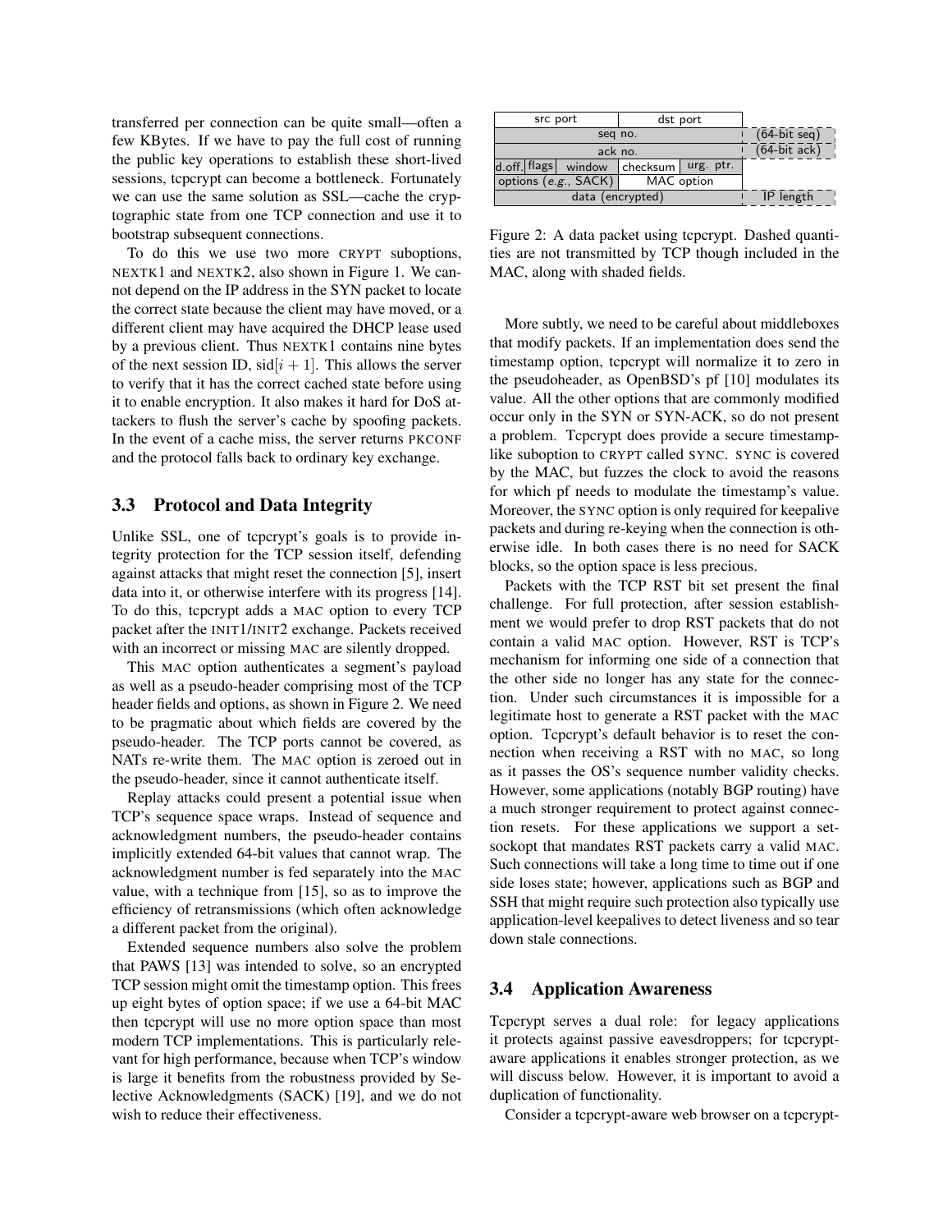transferred per connection can be quite small—often a few KBytes. If we have to pay the full cost of running the public key operations to establish these short-lived sessions, tcpcrypt can become a bottleneck. Fortunately we can use the same solution as SSL—cache the cryptographic state from one TCP connection and use it to bootstrap subsequent connections.

To do this we use two more CRYPT suboptions, NEXTK1 and NEXTK2, also shown in Figure 1. We cannot depend on the IP address in the SYN packet to locate the correct state because the client may have moved, or a different client may have acquired the DHCP lease used by a previous client. Thus NEXTK1 contains nine bytes of the next session ID, sid$[i+1]$. This allows the server to verify that it has the correct cached state before using it to enable encryption. It also makes it hard for DoS attackers to flush the server's cache by spoofing packets. In the event of a cache miss, the server returns PKCONF and the protocol falls back to ordinary key exchange.

### 3.3 Protocol and Data Integrity

Unlike SSL, one of tcpcrypt's goals is to provide integrity protection for the TCP session itself, defending against attacks that might reset the connection [5], insert data into it, or otherwise interfere with its progress [14]. To do this, tcpcrypt adds a MAC option to every TCP packet after the INIT1/INIT2 exchange. Packets received with an incorrect or missing MAC are silently dropped.

This MAC option authenticates a segment's payload as well as a pseudo-header comprising most of the TCP header fields and options, as shown in Figure 2. We need to be pragmatic about which fields are covered by the pseudo-header. The TCP ports cannot be covered, as NATs re-write them. The MAC option is zeroed out in the pseudo-header, since it cannot authenticate itself.

Replay attacks could present a potential issue when TCP's sequence space wraps. Instead of sequence and acknowledgment numbers, the pseudo-header contains implicitly extended 64-bit values that cannot wrap. The acknowledgment number is fed separately into the MAC value, with a technique from [15], so as to improve the efficiency of retransmissions (which often acknowledge a different packet from the original).

Extended sequence numbers also solve the problem that PAWS [13] was intended to solve, so an encrypted TCP session might omit the timestamp option. This frees up eight bytes of option space; if we use a 64-bit MAC then tcpcrypt will use no more option space than most modern TCP implementations. This is particularly relevant for high performance, because when TCP's window is large it benefits from the robustness provided by Selective Acknowledgments (SACK) [19], and we do not wish to reduce their effectiveness.

| src port | | | dst port | | |
|---|---|---|---|---|---|
| seq no. | | | | | (64-bit seq) |
| ack no. | | | | | (64-bit ack) |
| d.off. | flags | window | checksum | urg. ptr. | |
| options (*e.g.*, SACK) | | | MAC option | | |
| data (encrypted) | | | | | IP length |

Figure 2: A data packet using tcpcrypt. Dashed quantities are not transmitted by TCP though included in the MAC, along with shaded fields.

More subtly, we need to be careful about middleboxes that modify packets. If an implementation does send the timestamp option, tcpcrypt will normalize it to zero in the pseudoheader, as OpenBSD's pf [10] modulates its value. All the other options that are commonly modified occur only in the SYN or SYN-ACK, so do not present a problem. Tcpcrypt does provide a secure timestamp-like suboption to CRYPT called SYNC. SYNC is covered by the MAC, but fuzzes the clock to avoid the reasons for which pf needs to modulate the timestamp's value. Moreover, the SYNC option is only required for keepalive packets and during re-keying when the connection is otherwise idle. In both cases there is no need for SACK blocks, so the option space is less precious.

Packets with the TCP RST bit set present the final challenge. For full protection, after session establishment we would prefer to drop RST packets that do not contain a valid MAC option. However, RST is TCP's mechanism for informing one side of a connection that the other side no longer has any state for the connection. Under such circumstances it is impossible for a legitimate host to generate a RST packet with the MAC option. Tcpcrypt's default behavior is to reset the connection when receiving a RST with no MAC, so long as it passes the OS's sequence number validity checks. However, some applications (notably BGP routing) have a much stronger requirement to protect against connection resets. For these applications we support a setsockopt that mandates RST packets carry a valid MAC. Such connections will take a long time to time out if one side loses state; however, applications such as BGP and SSH that might require such protection also typically use application-level keepalives to detect liveness and so tear down stale connections.

### 3.4 Application Awareness

Tcpcrypt serves a dual role: for legacy applications it protects against passive eavesdroppers; for tcpcrypt-aware applications it enables stronger protection, as we will discuss below. However, it is important to avoid a duplication of functionality.

Consider a tcpcrypt-aware web browser on a tcpcrypt-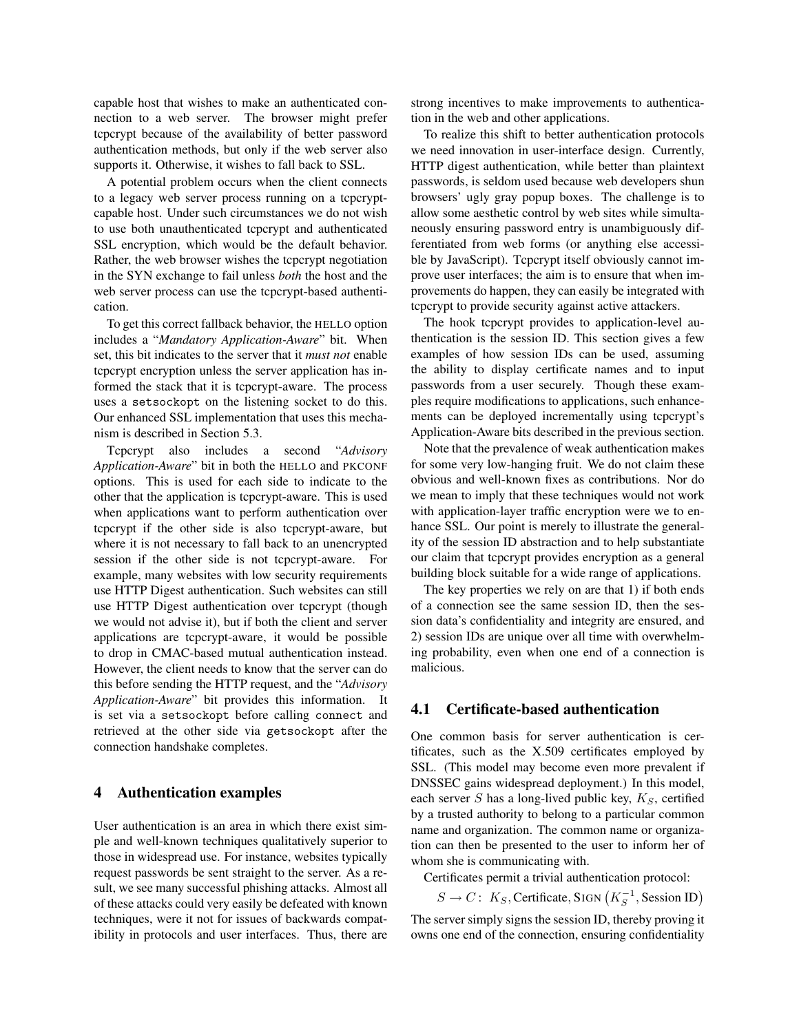capable host that wishes to make an authenticated connection to a web server. The browser might prefer tcpcrypt because of the availability of better password authentication methods, but only if the web server also supports it. Otherwise, it wishes to fall back to SSL.

A potential problem occurs when the client connects to a legacy web server process running on a tcpcrypt-capable host. Under such circumstances we do not wish to use both unauthenticated tcpcrypt and authenticated SSL encryption, which would be the default behavior. Rather, the web browser wishes the tcpcrypt negotiation in the SYN exchange to fail unless *both* the host and the web server process can use the tcpcrypt-based authentication.

To get this correct fallback behavior, the HELLO option includes a "*Mandatory Application-Aware*" bit. When set, this bit indicates to the server that it *must not* enable tcpcrypt encryption unless the server application has informed the stack that it is tcpcrypt-aware. The process uses a `setsockopt` on the listening socket to do this. Our enhanced SSL implementation that uses this mechanism is described in Section 5.3.

Tcpcrypt also includes a second "*Advisory Application-Aware*" bit in both the HELLO and PKCONF options. This is used for each side to indicate to the other that the application is tcpcrypt-aware. This is used when applications want to perform authentication over tcpcrypt if the other side is also tcpcrypt-aware, but where it is not necessary to fall back to an unencrypted session if the other side is not tcpcrypt-aware. For example, many websites with low security requirements use HTTP Digest authentication. Such websites can still use HTTP Digest authentication over tcpcrypt (though we would not advise it), but if both the client and server applications are tcpcrypt-aware, it would be possible to drop in CMAC-based mutual authentication instead. However, the client needs to know that the server can do this before sending the HTTP request, and the "*Advisory Application-Aware*" bit provides this information. It is set via a `setsockopt` before calling `connect` and retrieved at the other side via `getsockopt` after the connection handshake completes.

## 4 Authentication examples

User authentication is an area in which there exist simple and well-known techniques qualitatively superior to those in widespread use. For instance, websites typically request passwords be sent straight to the server. As a result, we see many successful phishing attacks. Almost all of these attacks could very easily be defeated with known techniques, were it not for issues of backwards compatibility in protocols and user interfaces. Thus, there are strong incentives to make improvements to authentication in the web and other applications.

To realize this shift to better authentication protocols we need innovation in user-interface design. Currently, HTTP digest authentication, while better than plaintext passwords, is seldom used because web developers shun browsers' ugly gray popup boxes. The challenge is to allow some aesthetic control by web sites while simultaneously ensuring password entry is unambiguously differentiated from web forms (or anything else accessible by JavaScript). Tcpcrypt itself obviously cannot improve user interfaces; the aim is to ensure that when improvements do happen, they can easily be integrated with tcpcrypt to provide security against active attackers.

The hook tcpcrypt provides to application-level authentication is the session ID. This section gives a few examples of how session IDs can be used, assuming the ability to display certificate names and to input passwords from a user securely. Though these examples require modifications to applications, such enhancements can be deployed incrementally using tcpcrypt's Application-Aware bits described in the previous section.

Note that the prevalence of weak authentication makes for some very low-hanging fruit. We do not claim these obvious and well-known fixes as contributions. Nor do we mean to imply that these techniques would not work with application-layer traffic encryption were we to enhance SSL. Our point is merely to illustrate the generality of the session ID abstraction and to help substantiate our claim that tcpcrypt provides encryption as a general building block suitable for a wide range of applications.

The key properties we rely on are that 1) if both ends of a connection see the same session ID, then the session data's confidentiality and integrity are ensured, and 2) session IDs are unique over all time with overwhelming probability, even when one end of a connection is malicious.

### 4.1 Certificate-based authentication

One common basis for server authentication is certificates, such as the X.509 certificates employed by SSL. (This model may become even more prevalent if DNSSEC gains widespread deployment.) In this model, each server $S$ has a long-lived public key, $K_S$, certified by a trusted authority to belong to a particular common name and organization. The common name or organization can then be presented to the user to inform her of whom she is communicating with.

Certificates permit a trivial authentication protocol:

$$S \to C: \; K_S, \text{Certificate}, \textsc{Sign}\left(K_S^{-1}, \text{Session ID}\right)$$

The server simply signs the session ID, thereby proving it owns one end of the connection, ensuring confidentiality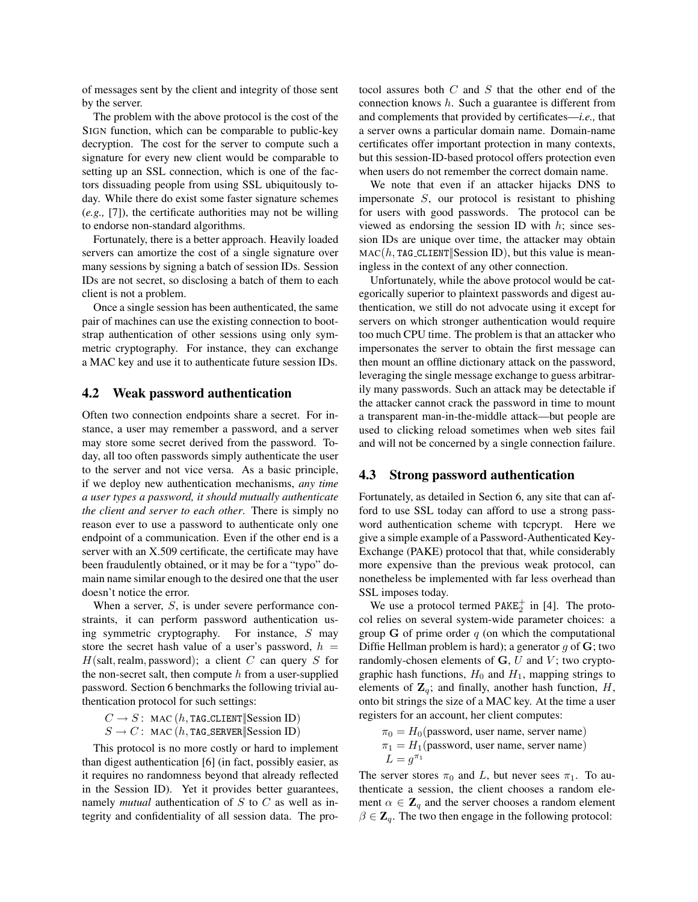of messages sent by the client and integrity of those sent by the server.

The problem with the above protocol is the cost of the SIGN function, which can be comparable to public-key decryption. The cost for the server to compute such a signature for every new client would be comparable to setting up an SSL connection, which is one of the factors dissuading people from using SSL ubiquitously today. While there do exist some faster signature schemes (*e.g.,* [7]), the certificate authorities may not be willing to endorse non-standard algorithms.

Fortunately, there is a better approach. Heavily loaded servers can amortize the cost of a single signature over many sessions by signing a batch of session IDs. Session IDs are not secret, so disclosing a batch of them to each client is not a problem.

Once a single session has been authenticated, the same pair of machines can use the existing connection to bootstrap authentication of other sessions using only symmetric cryptography. For instance, they can exchange a MAC key and use it to authenticate future session IDs.

## 4.2 Weak password authentication

Often two connection endpoints share a secret. For instance, a user may remember a password, and a server may store some secret derived from the password. Today, all too often passwords simply authenticate the user to the server and not vice versa. As a basic principle, if we deploy new authentication mechanisms, *any time a user types a password, it should mutually authenticate the client and server to each other*. There is simply no reason ever to use a password to authenticate only one endpoint of a communication. Even if the other end is a server with an X.509 certificate, the certificate may have been fraudulently obtained, or it may be for a "typo" domain name similar enough to the desired one that the user doesn't notice the error.

When a server, $S$, is under severe performance constraints, it can perform password authentication using symmetric cryptography. For instance, $S$ may store the secret hash value of a user's password, $h = H(\text{salt}, \text{realm}, \text{password})$; a client $C$ can query $S$ for the non-secret salt, then compute $h$ from a user-supplied password. Section 6 benchmarks the following trivial authentication protocol for such settings:

$$C \rightarrow S: \text{ MAC}\,(h, \texttt{TAG\_CLIENT} \| \text{Session ID})$$
$$S \rightarrow C: \text{ MAC}\,(h, \texttt{TAG\_SERVER} \| \text{Session ID})$$

This protocol is no more costly or hard to implement than digest authentication [6] (in fact, possibly easier, as it requires no randomness beyond that already reflected in the Session ID). Yet it provides better guarantees, namely *mutual* authentication of $S$ to $C$ as well as integrity and confidentiality of all session data. The protocol assures both $C$ and $S$ that the other end of the connection knows $h$. Such a guarantee is different from and complements that provided by certificates—*i.e.,* that a server owns a particular domain name. Domain-name certificates offer important protection in many contexts, but this session-ID-based protocol offers protection even when users do not remember the correct domain name.

We note that even if an attacker hijacks DNS to impersonate $S$, our protocol is resistant to phishing for users with good passwords. The protocol can be viewed as endorsing the session ID with $h$; since session IDs are unique over time, the attacker may obtain $\text{MAC}(h, \texttt{TAG\_CLIENT} \| \text{Session ID})$, but this value is meaningless in the context of any other connection.

Unfortunately, while the above protocol would be categorically superior to plaintext passwords and digest authentication, we still do not advocate using it except for servers on which stronger authentication would require too much CPU time. The problem is that an attacker who impersonates the server to obtain the first message can then mount an offline dictionary attack on the password, leveraging the single message exchange to guess arbitrarily many passwords. Such an attack may be detectable if the attacker cannot crack the password in time to mount a transparent man-in-the-middle attack—but people are used to clicking reload sometimes when web sites fail and will not be concerned by a single connection failure.

## 4.3 Strong password authentication

Fortunately, as detailed in Section 6, any site that can afford to use SSL today can afford to use a strong password authentication scheme with tcpcrypt. Here we give a simple example of a Password-Authenticated Key-Exchange (PAKE) protocol that that, while considerably more expensive than the previous weak protocol, can nonetheless be implemented with far less overhead than SSL imposes today.

We use a protocol termed $\texttt{PAKE}_2^+$ in [4]. The protocol relies on several system-wide parameter choices: a group $\mathbf{G}$ of prime order $q$ (on which the computational Diffie Hellman problem is hard); a generator $g$ of $\mathbf{G}$; two randomly-chosen elements of $\mathbf{G}$, $U$ and $V$; two cryptographic hash functions, $H_0$ and $H_1$, mapping strings to elements of $\mathbf{Z}_q$; and finally, another hash function, $H$, onto bit strings the size of a MAC key. At the time a user registers for an account, her client computes:

$$\pi_0 = H_0(\text{password, user name, server name})$$
$$\pi_1 = H_1(\text{password, user name, server name})$$
$$L = g^{\pi_1}$$

The server stores $\pi_0$ and $L$, but never sees $\pi_1$. To authenticate a session, the client chooses a random element $\alpha \in \mathbf{Z}_q$ and the server chooses a random element $\beta \in \mathbf{Z}_q$. The two then engage in the following protocol: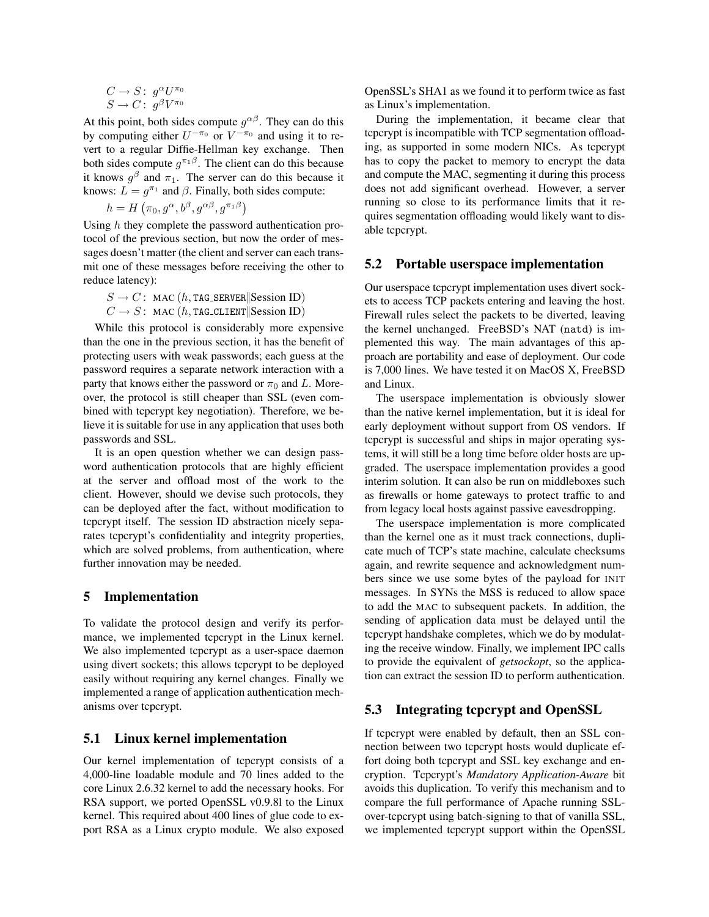$C \rightarrow S:\ g^{\alpha}U^{\pi_0}$
$S \rightarrow C:\ g^{\beta}V^{\pi_0}$

At this point, both sides compute $g^{\alpha\beta}$. They can do this by computing either $U^{-\pi_0}$ or $V^{-\pi_0}$ and using it to revert to a regular Diffie-Hellman key exchange. Then both sides compute $g^{\pi_1\beta}$. The client can do this because it knows $g^{\beta}$ and $\pi_1$. The server can do this because it knows: $L = g^{\pi_1}$ and $\beta$. Finally, both sides compute:

$$h = H\left(\pi_0, g^{\alpha}, b^{\beta}, g^{\alpha\beta}, g^{\pi_1\beta}\right)$$

Using $h$ they complete the password authentication protocol of the previous section, but now the order of messages doesn't matter (the client and server can each transmit one of these messages before receiving the other to reduce latency):

$S \rightarrow C:\ \text{MAC}\left(h, \texttt{TAG\_SERVER}\|\text{Session ID}\right)$
$C \rightarrow S:\ \text{MAC}\left(h, \texttt{TAG\_CLIENT}\|\text{Session ID}\right)$

While this protocol is considerably more expensive than the one in the previous section, it has the benefit of protecting users with weak passwords; each guess at the password requires a separate network interaction with a party that knows either the password or $\pi_0$ and $L$. Moreover, the protocol is still cheaper than SSL (even combined with tcpcrypt key negotiation). Therefore, we believe it is suitable for use in any application that uses both passwords and SSL.

It is an open question whether we can design password authentication protocols that are highly efficient at the server and offload most of the work to the client. However, should we devise such protocols, they can be deployed after the fact, without modification to tcpcrypt itself. The session ID abstraction nicely separates tcpcrypt's confidentiality and integrity properties, which are solved problems, from authentication, where further innovation may be needed.

## 5 Implementation

To validate the protocol design and verify its performance, we implemented tcpcrypt in the Linux kernel. We also implemented tcpcrypt as a user-space daemon using divert sockets; this allows tcpcrypt to be deployed easily without requiring any kernel changes. Finally we implemented a range of application authentication mechanisms over tcpcrypt.

### 5.1 Linux kernel implementation

Our kernel implementation of tcpcrypt consists of a 4,000-line loadable module and 70 lines added to the core Linux 2.6.32 kernel to add the necessary hooks. For RSA support, we ported OpenSSL v0.9.8l to the Linux kernel. This required about 400 lines of glue code to export RSA as a Linux crypto module. We also exposed OpenSSL's SHA1 as we found it to perform twice as fast as Linux's implementation.

During the implementation, it became clear that tcpcrypt is incompatible with TCP segmentation offloading, as supported in some modern NICs. As tcpcrypt has to copy the packet to memory to encrypt the data and compute the MAC, segmenting it during this process does not add significant overhead. However, a server running so close to its performance limits that it requires segmentation offloading would likely want to disable tcpcrypt.

### 5.2 Portable userspace implementation

Our userspace tcpcrypt implementation uses divert sockets to access TCP packets entering and leaving the host. Firewall rules select the packets to be diverted, leaving the kernel unchanged. FreeBSD's NAT (`natd`) is implemented this way. The main advantages of this approach are portability and ease of deployment. Our code is 7,000 lines. We have tested it on MacOS X, FreeBSD and Linux.

The userspace implementation is obviously slower than the native kernel implementation, but it is ideal for early deployment without support from OS vendors. If tcpcrypt is successful and ships in major operating systems, it will still be a long time before older hosts are upgraded. The userspace implementation provides a good interim solution. It can also be run on middleboxes such as firewalls or home gateways to protect traffic to and from legacy local hosts against passive eavesdropping.

The userspace implementation is more complicated than the kernel one as it must track connections, duplicate much of TCP's state machine, calculate checksums again, and rewrite sequence and acknowledgment numbers since we use some bytes of the payload for INIT messages. In SYNs the MSS is reduced to allow space to add the MAC to subsequent packets. In addition, the sending of application data must be delayed until the tcpcrypt handshake completes, which we do by modulating the receive window. Finally, we implement IPC calls to provide the equivalent of *getsockopt*, so the application can extract the session ID to perform authentication.

### 5.3 Integrating tcpcrypt and OpenSSL

If tcpcrypt were enabled by default, then an SSL connection between two tcpcrypt hosts would duplicate effort doing both tcpcrypt and SSL key exchange and encryption. Tcpcrypt's *Mandatory Application-Aware* bit avoids this duplication. To verify this mechanism and to compare the full performance of Apache running SSL-over-tcpcrypt using batch-signing to that of vanilla SSL, we implemented tcpcrypt support within the OpenSSL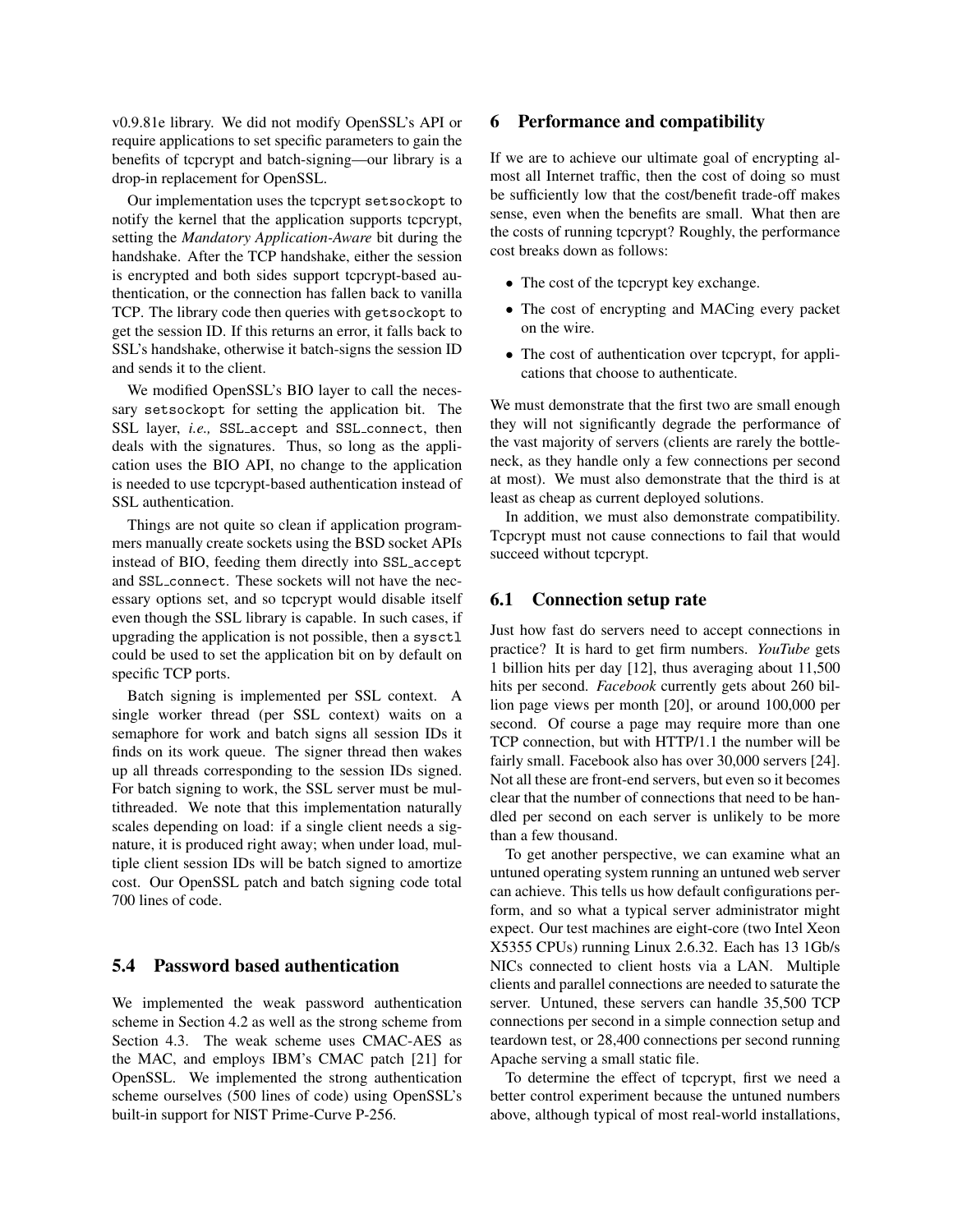v0.9.81e library. We did not modify OpenSSL's API or require applications to set specific parameters to gain the benefits of tcpcrypt and batch-signing—our library is a drop-in replacement for OpenSSL.

Our implementation uses the tcpcrypt `setsockopt` to notify the kernel that the application supports tcpcrypt, setting the *Mandatory Application-Aware* bit during the handshake. After the TCP handshake, either the session is encrypted and both sides support tcpcrypt-based authentication, or the connection has fallen back to vanilla TCP. The library code then queries with `getsockopt` to get the session ID. If this returns an error, it falls back to SSL's handshake, otherwise it batch-signs the session ID and sends it to the client.

We modified OpenSSL's BIO layer to call the necessary `setsockopt` for setting the application bit. The SSL layer, *i.e.,* `SSL_accept` and `SSL_connect`, then deals with the signatures. Thus, so long as the application uses the BIO API, no change to the application is needed to use tcpcrypt-based authentication instead of SSL authentication.

Things are not quite so clean if application programmers manually create sockets using the BSD socket APIs instead of BIO, feeding them directly into `SSL_accept` and `SSL_connect`. These sockets will not have the necessary options set, and so tcpcrypt would disable itself even though the SSL library is capable. In such cases, if upgrading the application is not possible, then a `sysctl` could be used to set the application bit on by default on specific TCP ports.

Batch signing is implemented per SSL context. A single worker thread (per SSL context) waits on a semaphore for work and batch signs all session IDs it finds on its work queue. The signer thread then wakes up all threads corresponding to the session IDs signed. For batch signing to work, the SSL server must be multithreaded. We note that this implementation naturally scales depending on load: if a single client needs a signature, it is produced right away; when under load, multiple client session IDs will be batch signed to amortize cost. Our OpenSSL patch and batch signing code total 700 lines of code.

## 5.4 Password based authentication

We implemented the weak password authentication scheme in Section 4.2 as well as the strong scheme from Section 4.3. The weak scheme uses CMAC-AES as the MAC, and employs IBM's CMAC patch [21] for OpenSSL. We implemented the strong authentication scheme ourselves (500 lines of code) using OpenSSL's built-in support for NIST Prime-Curve P-256.

# 6 Performance and compatibility

If we are to achieve our ultimate goal of encrypting almost all Internet traffic, then the cost of doing so must be sufficiently low that the cost/benefit trade-off makes sense, even when the benefits are small. What then are the costs of running tcpcrypt? Roughly, the performance cost breaks down as follows:

- The cost of the tcpcrypt key exchange.
- The cost of encrypting and MACing every packet on the wire.
- The cost of authentication over tcpcrypt, for applications that choose to authenticate.

We must demonstrate that the first two are small enough they will not significantly degrade the performance of the vast majority of servers (clients are rarely the bottleneck, as they handle only a few connections per second at most). We must also demonstrate that the third is at least as cheap as current deployed solutions.

In addition, we must also demonstrate compatibility. Tcpcrypt must not cause connections to fail that would succeed without tcpcrypt.

## 6.1 Connection setup rate

Just how fast do servers need to accept connections in practice? It is hard to get firm numbers. *YouTube* gets 1 billion hits per day [12], thus averaging about 11,500 hits per second. *Facebook* currently gets about 260 billion page views per month [20], or around 100,000 per second. Of course a page may require more than one TCP connection, but with HTTP/1.1 the number will be fairly small. Facebook also has over 30,000 servers [24]. Not all these are front-end servers, but even so it becomes clear that the number of connections that need to be handled per second on each server is unlikely to be more than a few thousand.

To get another perspective, we can examine what an untuned operating system running an untuned web server can achieve. This tells us how default configurations perform, and so what a typical server administrator might expect. Our test machines are eight-core (two Intel Xeon X5355 CPUs) running Linux 2.6.32. Each has 13 1Gb/s NICs connected to client hosts via a LAN. Multiple clients and parallel connections are needed to saturate the server. Untuned, these servers can handle 35,500 TCP connections per second in a simple connection setup and teardown test, or 28,400 connections per second running Apache serving a small static file.

To determine the effect of tcpcrypt, first we need a better control experiment because the untuned numbers above, although typical of most real-world installations,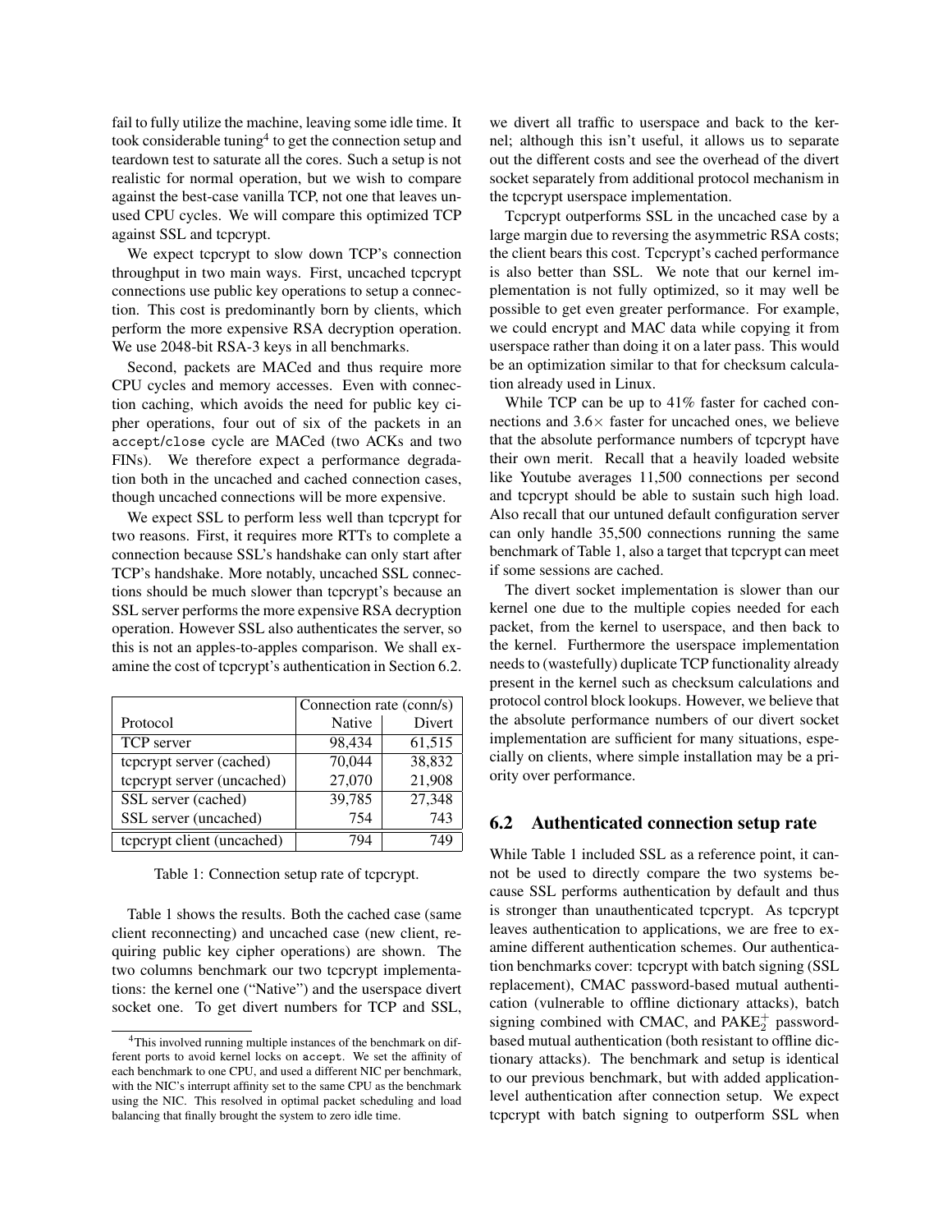fail to fully utilize the machine, leaving some idle time. It took considerable tuning[4] to get the connection setup and teardown test to saturate all the cores. Such a setup is not realistic for normal operation, but we wish to compare against the best-case vanilla TCP, not one that leaves unused CPU cycles. We will compare this optimized TCP against SSL and tcpcrypt.

We expect tcpcrypt to slow down TCP's connection throughput in two main ways. First, uncached tcpcrypt connections use public key operations to setup a connection. This cost is predominantly born by clients, which perform the more expensive RSA decryption operation. We use 2048-bit RSA-3 keys in all benchmarks.

Second, packets are MACed and thus require more CPU cycles and memory accesses. Even with connection caching, which avoids the need for public key cipher operations, four out of six of the packets in an accept/close cycle are MACed (two ACKs and two FINs). We therefore expect a performance degradation both in the uncached and cached connection cases, though uncached connections will be more expensive.

We expect SSL to perform less well than tcpcrypt for two reasons. First, it requires more RTTs to complete a connection because SSL's handshake can only start after TCP's handshake. More notably, uncached SSL connections should be much slower than tcpcrypt's because an SSL server performs the more expensive RSA decryption operation. However SSL also authenticates the server, so this is not an apples-to-apples comparison. We shall examine the cost of tcpcrypt's authentication in Section 6.2.

| Protocol | Connection rate (conn/s) | |
|---|---|---|
| | Native | Divert |
| TCP server | 98,434 | 61,515 |
| tcpcrypt server (cached) | 70,044 | 38,832 |
| tcpcrypt server (uncached) | 27,070 | 21,908 |
| SSL server (cached) | 39,785 | 27,348 |
| SSL server (uncached) | 754 | 743 |
| tcpcrypt client (uncached) | 794 | 749 |

Table 1: Connection setup rate of tcpcrypt.

Table 1 shows the results. Both the cached case (same client reconnecting) and uncached case (new client, requiring public key cipher operations) are shown. The two columns benchmark our two tcpcrypt implementations: the kernel one ("Native") and the userspace divert socket one. To get divert numbers for TCP and SSL, we divert all traffic to userspace and back to the kernel; although this isn't useful, it allows us to separate out the different costs and see the overhead of the divert socket separately from additional protocol mechanism in the tcpcrypt userspace implementation.

Tcpcrypt outperforms SSL in the uncached case by a large margin due to reversing the asymmetric RSA costs; the client bears this cost. Tcpcrypt's cached performance is also better than SSL. We note that our kernel implementation is not fully optimized, so it may well be possible to get even greater performance. For example, we could encrypt and MAC data while copying it from userspace rather than doing it on a later pass. This would be an optimization similar to that for checksum calculation already used in Linux.

While TCP can be up to 41% faster for cached connections and $3.6\times$ faster for uncached ones, we believe that the absolute performance numbers of tcpcrypt have their own merit. Recall that a heavily loaded website like Youtube averages 11,500 connections per second and tcpcrypt should be able to sustain such high load. Also recall that our untuned default configuration server can only handle 35,500 connections running the same benchmark of Table 1, also a target that tcpcrypt can meet if some sessions are cached.

The divert socket implementation is slower than our kernel one due to the multiple copies needed for each packet, from the kernel to userspace, and then back to the kernel. Furthermore the userspace implementation needs to (wastefully) duplicate TCP functionality already present in the kernel such as checksum calculations and protocol control block lookups. However, we believe that the absolute performance numbers of our divert socket implementation are sufficient for many situations, especially on clients, where simple installation may be a priority over performance.

## 6.2 Authenticated connection setup rate

While Table 1 included SSL as a reference point, it cannot be used to directly compare the two systems because SSL performs authentication by default and thus is stronger than unauthenticated tcpcrypt. As tcpcrypt leaves authentication to applications, we are free to examine different authentication schemes. Our authentication benchmarks cover: tcpcrypt with batch signing (SSL replacement), CMAC password-based mutual authentication (vulnerable to offline dictionary attacks), batch signing combined with CMAC, and $\text{PAKE}_2^+$ password-based mutual authentication (both resistant to offline dictionary attacks). The benchmark and setup is identical to our previous benchmark, but with added application-level authentication after connection setup. We expect tcpcrypt with batch signing to outperform SSL when

[4] This involved running multiple instances of the benchmark on different ports to avoid kernel locks on accept. We set the affinity of each benchmark to one CPU, and used a different NIC per benchmark, with the NIC's interrupt affinity set to the same CPU as the benchmark using the NIC. This resolved in optimal packet scheduling and load balancing that finally brought the system to zero idle time.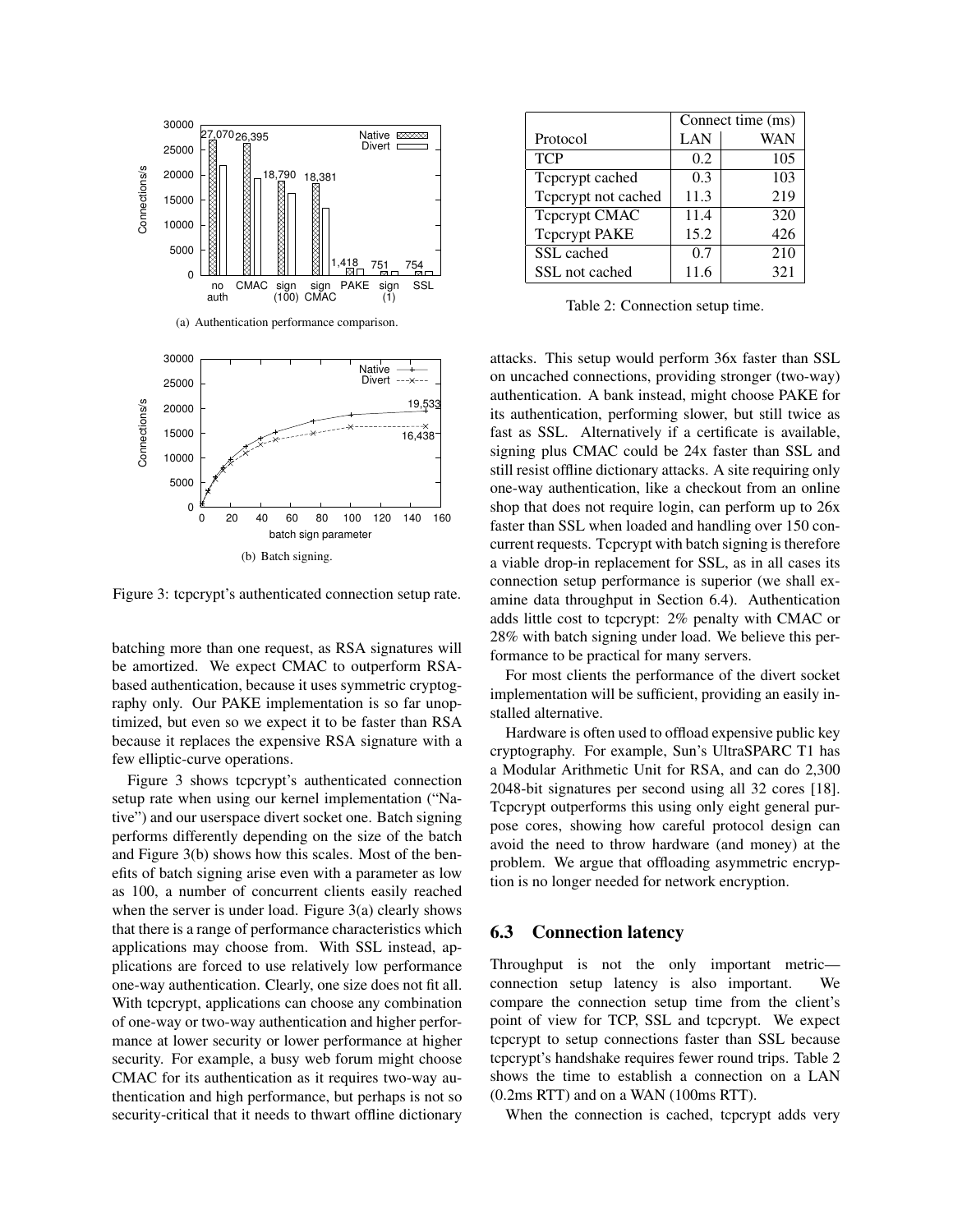(a) Authentication performance comparison.

(b) Batch signing.

Figure 3: tcpcrypt's authenticated connection setup rate.

batching more than one request, as RSA signatures will be amortized. We expect CMAC to outperform RSA-based authentication, because it uses symmetric cryptography only. Our PAKE implementation is so far unoptimized, but even so we expect it to be faster than RSA because it replaces the expensive RSA signature with a few elliptic-curve operations.

Figure 3 shows tcpcrypt's authenticated connection setup rate when using our kernel implementation ("Native") and our userspace divert socket one. Batch signing performs differently depending on the size of the batch and Figure 3(b) shows how this scales. Most of the benefits of batch signing arise even with a parameter as low as 100, a number of concurrent clients easily reached when the server is under load. Figure 3(a) clearly shows that there is a range of performance characteristics which applications may choose from. With SSL instead, applications are forced to use relatively low performance one-way authentication. Clearly, one size does not fit all. With tcpcrypt, applications can choose any combination of one-way or two-way authentication and higher performance at lower security or lower performance at higher security. For example, a busy web forum might choose CMAC for its authentication as it requires two-way authentication and high performance, but perhaps is not so security-critical that it needs to thwart offline dictionary attacks. This setup would perform 36x faster than SSL on uncached connections, providing stronger (two-way) authentication. A bank instead, might choose PAKE for its authentication, performing slower, but still twice as fast as SSL. Alternatively if a certificate is available, signing plus CMAC could be 24x faster than SSL and still resist offline dictionary attacks. A site requiring only one-way authentication, like a checkout from an online shop that does not require login, can perform up to 26x faster than SSL when loaded and handling over 150 concurrent requests. Tcpcrypt with batch signing is therefore a viable drop-in replacement for SSL, as in all cases its connection setup performance is superior (we shall examine data throughput in Section 6.4). Authentication adds little cost to tcpcrypt: 2% penalty with CMAC or 28% with batch signing under load. We believe this performance to be practical for many servers.

For most clients the performance of the divert socket implementation will be sufficient, providing an easily installed alternative.

Hardware is often used to offload expensive public key cryptography. For example, Sun's UltraSPARC T1 has a Modular Arithmetic Unit for RSA, and can do 2,300 2048-bit signatures per second using all 32 cores [18]. Tcpcrypt outperforms this using only eight general purpose cores, showing how careful protocol design can avoid the need to throw hardware (and money) at the problem. We argue that offloading asymmetric encryption is no longer needed for network encryption.

| | Connect time (ms) | |
|---|---|---|
| Protocol | LAN | WAN |
| TCP | 0.2 | 105 |
| Tcpcrypt cached | 0.3 | 103 |
| Tcpcrypt not cached | 11.3 | 219 |
| Tcpcrypt CMAC | 11.4 | 320 |
| Tcpcrypt PAKE | 15.2 | 426 |
| SSL cached | 0.7 | 210 |
| SSL not cached | 11.6 | 321 |

Table 2: Connection setup time.

### 6.3 Connection latency

Throughput is not the only important metric—connection setup latency is also important. We compare the connection setup time from the client's point of view for TCP, SSL and tcpcrypt. We expect tcpcrypt to setup connections faster than SSL because tcpcrypt's handshake requires fewer round trips. Table 2 shows the time to establish a connection on a LAN (0.2ms RTT) and on a WAN (100ms RTT).

When the connection is cached, tcpcrypt adds very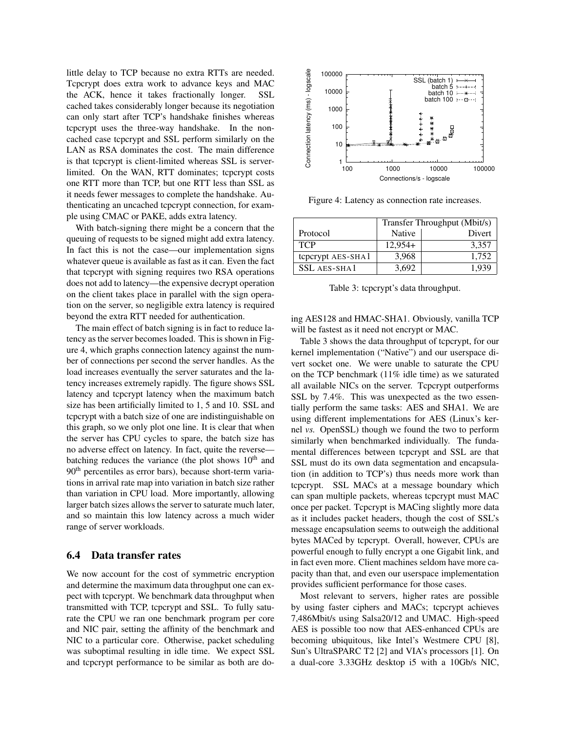little delay to TCP because no extra RTTs are needed. Tcpcrypt does extra work to advance keys and MAC the ACK, hence it takes fractionally longer. SSL cached takes considerably longer because its negotiation can only start after TCP's handshake finishes whereas tcpcrypt uses the three-way handshake. In the non-cached case tcpcrypt and SSL perform similarly on the LAN as RSA dominates the cost. The main difference is that tcpcrypt is client-limited whereas SSL is server-limited. On the WAN, RTT dominates; tcpcrypt costs one RTT more than TCP, but one RTT less than SSL as it needs fewer messages to complete the handshake. Authenticating an uncached tcpcrypt connection, for example using CMAC or PAKE, adds extra latency.

With batch-signing there might be a concern that the queuing of requests to be signed might add extra latency. In fact this is not the case—our implementation signs whatever queue is available as fast as it can. Even the fact that tcpcrypt with signing requires two RSA operations does not add to latency—the expensive decrypt operation on the client takes place in parallel with the sign operation on the server, so negligible extra latency is required beyond the extra RTT needed for authentication.

The main effect of batch signing is in fact to reduce latency as the server becomes loaded. This is shown in Figure 4, which graphs connection latency against the number of connections per second the server handles. As the load increases eventually the server saturates and the latency increases extremely rapidly. The figure shows SSL latency and tcpcrypt latency when the maximum batch size has been artificially limited to 1, 5 and 10. SSL and tcpcrypt with a batch size of one are indistinguishable on this graph, so we only plot one line. It is clear that when the server has CPU cycles to spare, the batch size has no adverse effect on latency. In fact, quite the reverse—batching reduces the variance (the plot shows 10th and 90th percentiles as error bars), because short-term variations in arrival rate map into variation in batch size rather than variation in CPU load. More importantly, allowing larger batch sizes allows the server to saturate much later, and so maintain this low latency across a much wider range of server workloads.

Figure 4: Latency as connection rate increases.

### 6.4 Data transfer rates

We now account for the cost of symmetric encryption and determine the maximum data throughput one can expect with tcpcrypt. We benchmark data throughput when transmitted with TCP, tcpcrypt and SSL. To fully saturate the CPU we ran one benchmark program per core and NIC pair, setting the affinity of the benchmark and NIC to a particular core. Otherwise, packet scheduling was suboptimal resulting in idle time. We expect SSL and tcpcrypt performance to be similar as both are doing AES128 and HMAC-SHA1. Obviously, vanilla TCP will be fastest as it need not encrypt or MAC.

| | Transfer Throughput (Mbit/s) | |
|---|---|---|
| Protocol | Native | Divert |
| TCP | 12,954+ | 3,357 |
| tcpcrypt AES-SHA1 | 3,968 | 1,752 |
| SSL AES-SHA1 | 3,692 | 1,939 |

Table 3: tcpcrypt's data throughput.

Table 3 shows the data throughput of tcpcrypt, for our kernel implementation ("Native") and our userspace divert socket one. We were unable to saturate the CPU on the TCP benchmark (11% idle time) as we saturated all available NICs on the server. Tcpcrypt outperforms SSL by 7.4%. This was unexpected as the two essentially perform the same tasks: AES and SHA1. We are using different implementations for AES (Linux's kernel *vs.* OpenSSL) though we found the two to perform similarly when benchmarked individually. The fundamental differences between tcpcrypt and SSL are that SSL must do its own data segmentation and encapsulation (in addition to TCP's) thus needs more work than tcpcrypt. SSL MACs at a message boundary which can span multiple packets, whereas tcpcrypt must MAC once per packet. Tcpcrypt is MACing slightly more data as it includes packet headers, though the cost of SSL's message encapsulation seems to outweigh the additional bytes MACed by tcpcrypt. Overall, however, CPUs are powerful enough to fully encrypt a one Gigabit link, and in fact even more. Client machines seldom have more capacity than that, and even our userspace implementation provides sufficient performance for those cases.

Most relevant to servers, higher rates are possible by using faster ciphers and MACs; tcpcrypt achieves 7,486Mbit/s using Salsa20/12 and UMAC. High-speed AES is possible too now that AES-enhanced CPUs are becoming ubiquitous, like Intel's Westmere CPU [8], Sun's UltraSPARC T2 [2] and VIA's processors [1]. On a dual-core 3.33GHz desktop i5 with a 10Gb/s NIC,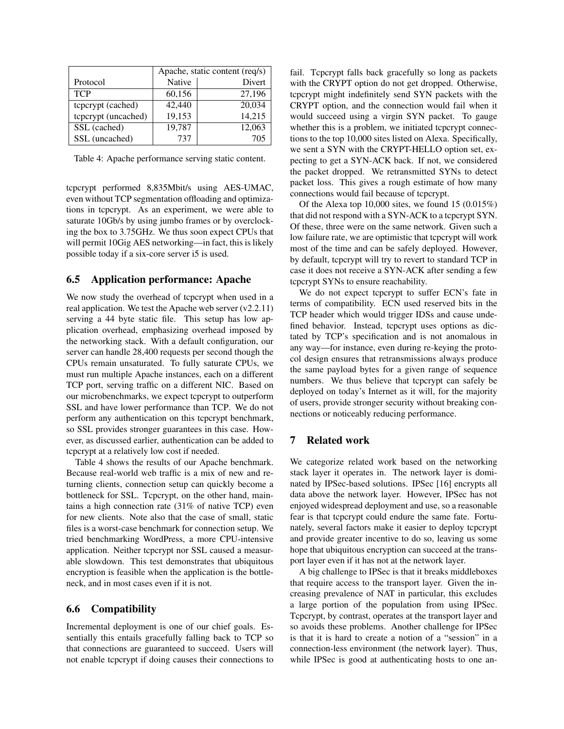| | Apache, static content (req/s) | |
|---|---|---|
| Protocol | Native | Divert |
| TCP | 60,156 | 27,196 |
| tcpcrypt (cached) | 42,440 | 20,034 |
| tcpcrypt (uncached) | 19,153 | 14,215 |
| SSL (cached) | 19,787 | 12,063 |
| SSL (uncached) | 737 | 705 |

Table 4: Apache performance serving static content.

tcpcrypt performed 8,835Mbit/s using AES-UMAC, even without TCP segmentation offloading and optimizations in tcpcrypt. As an experiment, we were able to saturate 10Gb/s by using jumbo frames or by overclocking the box to 3.75GHz. We thus soon expect CPUs that will permit 10Gig AES networking—in fact, this is likely possible today if a six-core server i5 is used.

### 6.5 Application performance: Apache

We now study the overhead of tcpcrypt when used in a real application. We test the Apache web server (v2.2.11) serving a 44 byte static file. This setup has low application overhead, emphasizing overhead imposed by the networking stack. With a default configuration, our server can handle 28,400 requests per second though the CPUs remain unsaturated. To fully saturate CPUs, we must run multiple Apache instances, each on a different TCP port, serving traffic on a different NIC. Based on our microbenchmarks, we expect tcpcrypt to outperform SSL and have lower performance than TCP. We do not perform any authentication on this tcpcrypt benchmark, so SSL provides stronger guarantees in this case. However, as discussed earlier, authentication can be added to tcpcrypt at a relatively low cost if needed.

Table 4 shows the results of our Apache benchmark. Because real-world web traffic is a mix of new and returning clients, connection setup can quickly become a bottleneck for SSL. Tcpcrypt, on the other hand, maintains a high connection rate (31% of native TCP) even for new clients. Note also that the case of small, static files is a worst-case benchmark for connection setup. We tried benchmarking WordPress, a more CPU-intensive application. Neither tcpcrypt nor SSL caused a measurable slowdown. This test demonstrates that ubiquitous encryption is feasible when the application is the bottleneck, and in most cases even if it is not.

### 6.6 Compatibility

Incremental deployment is one of our chief goals. Essentially this entails gracefully falling back to TCP so that connections are guaranteed to succeed. Users will not enable tcpcrypt if doing causes their connections to fail. Tcpcrypt falls back gracefully so long as packets with the CRYPT option do not get dropped. Otherwise, tcpcrypt might indefinitely send SYN packets with the CRYPT option, and the connection would fail when it would succeed using a virgin SYN packet. To gauge whether this is a problem, we initiated tcpcrypt connections to the top 10,000 sites listed on Alexa. Specifically, we sent a SYN with the CRYPT-HELLO option set, expecting to get a SYN-ACK back. If not, we considered the packet dropped. We retransmitted SYNs to detect packet loss. This gives a rough estimate of how many connections would fail because of tcpcrypt.

Of the Alexa top 10,000 sites, we found 15 (0.015%) that did not respond with a SYN-ACK to a tcpcrypt SYN. Of these, three were on the same network. Given such a low failure rate, we are optimistic that tcpcrypt will work most of the time and can be safely deployed. However, by default, tcpcrypt will try to revert to standard TCP in case it does not receive a SYN-ACK after sending a few tcpcrypt SYNs to ensure reachability.

We do not expect tcpcrypt to suffer ECN's fate in terms of compatibility. ECN used reserved bits in the TCP header which would trigger IDSs and cause undefined behavior. Instead, tcpcrypt uses options as dictated by TCP's specification and is not anomalous in any way—for instance, even during re-keying the protocol design ensures that retransmissions always produce the same payload bytes for a given range of sequence numbers. We thus believe that tcpcrypt can safely be deployed on today's Internet as it will, for the majority of users, provide stronger security without breaking connections or noticeably reducing performance.

## 7 Related work

We categorize related work based on the networking stack layer it operates in. The network layer is dominated by IPSec-based solutions. IPSec [16] encrypts all data above the network layer. However, IPSec has not enjoyed widespread deployment and use, so a reasonable fear is that tcpcrypt could endure the same fate. Fortunately, several factors make it easier to deploy tcpcrypt and provide greater incentive to do so, leaving us some hope that ubiquitous encryption can succeed at the transport layer even if it has not at the network layer.

A big challenge to IPSec is that it breaks middleboxes that require access to the transport layer. Given the increasing prevalence of NAT in particular, this excludes a large portion of the population from using IPSec. Tcpcrypt, by contrast, operates at the transport layer and so avoids these problems. Another challenge for IPSec is that it is hard to create a notion of a "session" in a connection-less environment (the network layer). Thus, while IPSec is good at authenticating hosts to one an-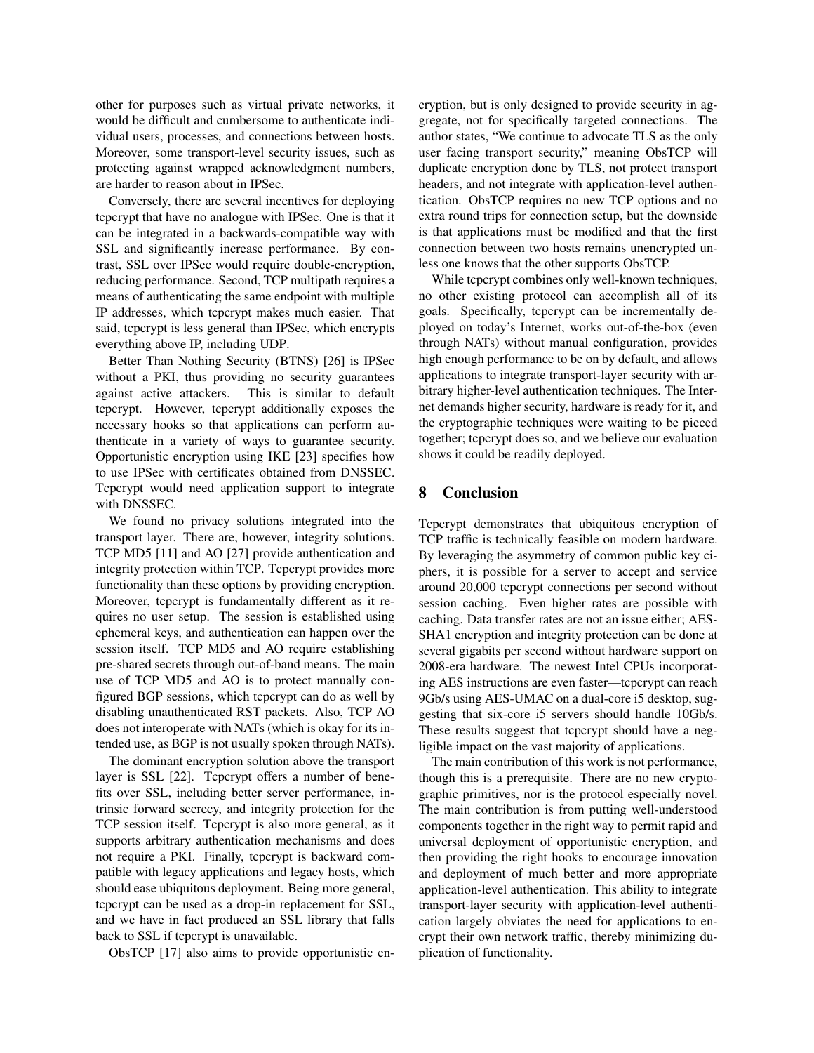other for purposes such as virtual private networks, it would be difficult and cumbersome to authenticate individual users, processes, and connections between hosts. Moreover, some transport-level security issues, such as protecting against wrapped acknowledgment numbers, are harder to reason about in IPSec.

Conversely, there are several incentives for deploying tcpcrypt that have no analogue with IPSec. One is that it can be integrated in a backwards-compatible way with SSL and significantly increase performance. By contrast, SSL over IPSec would require double-encryption, reducing performance. Second, TCP multipath requires a means of authenticating the same endpoint with multiple IP addresses, which tcpcrypt makes much easier. That said, tcpcrypt is less general than IPSec, which encrypts everything above IP, including UDP.

Better Than Nothing Security (BTNS) [26] is IPSec without a PKI, thus providing no security guarantees against active attackers. This is similar to default tcpcrypt. However, tcpcrypt additionally exposes the necessary hooks so that applications can perform authenticate in a variety of ways to guarantee security. Opportunistic encryption using IKE [23] specifies how to use IPSec with certificates obtained from DNSSEC. Tcpcrypt would need application support to integrate with DNSSEC.

We found no privacy solutions integrated into the transport layer. There are, however, integrity solutions. TCP MD5 [11] and AO [27] provide authentication and integrity protection within TCP. Tcpcrypt provides more functionality than these options by providing encryption. Moreover, tcpcrypt is fundamentally different as it requires no user setup. The session is established using ephemeral keys, and authentication can happen over the session itself. TCP MD5 and AO require establishing pre-shared secrets through out-of-band means. The main use of TCP MD5 and AO is to protect manually configured BGP sessions, which tcpcrypt can do as well by disabling unauthenticated RST packets. Also, TCP AO does not interoperate with NATs (which is okay for its intended use, as BGP is not usually spoken through NATs).

The dominant encryption solution above the transport layer is SSL [22]. Tcpcrypt offers a number of benefits over SSL, including better server performance, intrinsic forward secrecy, and integrity protection for the TCP session itself. Tcpcrypt is also more general, as it supports arbitrary authentication mechanisms and does not require a PKI. Finally, tcpcrypt is backward compatible with legacy applications and legacy hosts, which should ease ubiquitous deployment. Being more general, tcpcrypt can be used as a drop-in replacement for SSL, and we have in fact produced an SSL library that falls back to SSL if tcpcrypt is unavailable.

ObsTCP [17] also aims to provide opportunistic encryption, but is only designed to provide security in aggregate, not for specifically targeted connections. The author states, "We continue to advocate TLS as the only user facing transport security," meaning ObsTCP will duplicate encryption done by TLS, not protect transport headers, and not integrate with application-level authentication. ObsTCP requires no new TCP options and no extra round trips for connection setup, but the downside is that applications must be modified and that the first connection between two hosts remains unencrypted unless one knows that the other supports ObsTCP.

While tcpcrypt combines only well-known techniques, no other existing protocol can accomplish all of its goals. Specifically, tcpcrypt can be incrementally deployed on today's Internet, works out-of-the-box (even through NATs) without manual configuration, provides high enough performance to be on by default, and allows applications to integrate transport-layer security with arbitrary higher-level authentication techniques. The Internet demands higher security, hardware is ready for it, and the cryptographic techniques were waiting to be pieced together; tcpcrypt does so, and we believe our evaluation shows it could be readily deployed.

## 8 Conclusion

Tcpcrypt demonstrates that ubiquitous encryption of TCP traffic is technically feasible on modern hardware. By leveraging the asymmetry of common public key ciphers, it is possible for a server to accept and service around 20,000 tcpcrypt connections per second without session caching. Even higher rates are possible with caching. Data transfer rates are not an issue either; AES-SHA1 encryption and integrity protection can be done at several gigabits per second without hardware support on 2008-era hardware. The newest Intel CPUs incorporating AES instructions are even faster—tcpcrypt can reach 9Gb/s using AES-UMAC on a dual-core i5 desktop, suggesting that six-core i5 servers should handle 10Gb/s. These results suggest that tcpcrypt should have a negligible impact on the vast majority of applications.

The main contribution of this work is not performance, though this is a prerequisite. There are no new cryptographic primitives, nor is the protocol especially novel. The main contribution is from putting well-understood components together in the right way to permit rapid and universal deployment of opportunistic encryption, and then providing the right hooks to encourage innovation and deployment of much better and more appropriate application-level authentication. This ability to integrate transport-layer security with application-level authentication largely obviates the need for applications to encrypt their own network traffic, thereby minimizing duplication of functionality.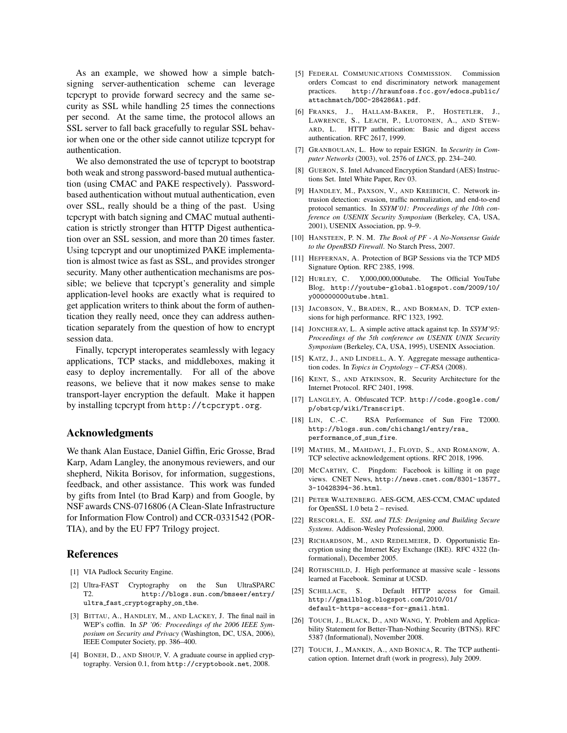As an example, we showed how a simple batch-signing server-authentication scheme can leverage tcpcrypt to provide forward secrecy and the same security as SSL while handling 25 times the connections per second. At the same time, the protocol allows an SSL server to fall back gracefully to regular SSL behavior when one or the other side cannot utilize tcpcrypt for authentication.

We also demonstrated the use of tcpcrypt to bootstrap both weak and strong password-based mutual authentication (using CMAC and PAKE respectively). Password-based authentication without mutual authentication, even over SSL, really should be a thing of the past. Using tcpcrypt with batch signing and CMAC mutual authentication is strictly stronger than HTTP Digest authentication over an SSL session, and more than 20 times faster. Using tcpcrypt and our unoptimized PAKE implementation is almost twice as fast as SSL, and provides stronger security. Many other authentication mechanisms are possible; we believe that tcpcrypt's generality and simple application-level hooks are exactly what is required to get application writers to think about the form of authentication they really need, once they can address authentication separately from the question of how to encrypt session data.

Finally, tcpcrypt interoperates seamlessly with legacy applications, TCP stacks, and middleboxes, making it easy to deploy incrementally. For all of the above reasons, we believe that it now makes sense to make transport-layer encryption the default. Make it happen by installing tcpcrypt from `http://tcpcrypt.org`.

## Acknowledgments

We thank Alan Eustace, Daniel Giffin, Eric Grosse, Brad Karp, Adam Langley, the anonymous reviewers, and our shepherd, Nikita Borisov, for information, suggestions, feedback, and other assistance. This work was funded by gifts from Intel (to Brad Karp) and from Google, by NSF awards CNS-0716806 (A Clean-Slate Infrastructure for Information Flow Control) and CCR-0331542 (PORTIA), and by the EU FP7 Trilogy project.

## References

[1] VIA Padlock Security Engine.

[2] Ultra-FAST Cryptography on the Sun UltraSPARC T2. `http://blogs.sun.com/bmseer/entry/ultra_fast_cryptography_on_the`.

[3] BITTAU, A., HANDLEY, M., AND LACKEY, J. The final nail in WEP's coffin. In *SP '06: Proceedings of the 2006 IEEE Symposium on Security and Privacy* (Washington, DC, USA, 2006), IEEE Computer Society, pp. 386–400.

[4] BONEH, D., AND SHOUP, V. A graduate course in applied cryptography. Version 0.1, from `http://cryptobook.net`, 2008.

[5] FEDERAL COMMUNICATIONS COMMISSION. Commission orders Comcast to end discriminatory network management practices. `http://hraunfoss.fcc.gov/edocs_public/attachmatch/DOC-284286A1.pdf`.

[6] FRANKS, J., HALLAM-BAKER, P., HOSTETLER, J., LAWRENCE, S., LEACH, P., LUOTONEN, A., AND STEWARD, L. HTTP authentication: Basic and digest access authentication. RFC 2617, 1999.

[7] GRANBOULAN, L. How to repair ESIGN. In *Security in Computer Networks* (2003), vol. 2576 of *LNCS*, pp. 234–240.

[8] GUERON, S. Intel Advanced Encryption Standard (AES) Instructions Set. Intel White Paper, Rev 03.

[9] HANDLEY, M., PAXSON, V., AND KREIBICH, C. Network intrusion detection: evasion, traffic normalization, and end-to-end protocol semantics. In *SSYM'01: Proceedings of the 10th conference on USENIX Security Symposium* (Berkeley, CA, USA, 2001), USENIX Association, pp. 9–9.

[10] HANSTEEN, P. N. M. *The Book of PF - A No-Nonsense Guide to the OpenBSD Firewall*. No Starch Press, 2007.

[11] HEFFERNAN, A. Protection of BGP Sessions via the TCP MD5 Signature Option. RFC 2385, 1998.

[12] HURLEY, C. Y,000,000,000utube. The Official YouTube Blog, `http://youtube-global.blogspot.com/2009/10/y000000000utube.html`.

[13] JACOBSON, V., BRADEN, R., AND BORMAN, D. TCP extensions for high performance. RFC 1323, 1992.

[14] JONCHERAY, L. A simple active attack against tcp. In *SSYM'95: Proceedings of the 5th conference on USENIX UNIX Security Symposium* (Berkeley, CA, USA, 1995), USENIX Association.

[15] KATZ, J., AND LINDELL, A. Y. Aggregate message authentication codes. In *Topics in Cryptology – CT-RSA* (2008).

[16] KENT, S., AND ATKINSON, R. Security Architecture for the Internet Protocol. RFC 2401, 1998.

[17] LANGLEY, A. Obfuscated TCP. `http://code.google.com/p/obstcp/wiki/Transcript`.

[18] LIN, C.-C. RSA Performance of Sun Fire T2000. `http://blogs.sun.com/chichang1/entry/rsa_performance_of_sun_fire`.

[19] MATHIS, M., MAHDAVI, J., FLOYD, S., AND ROMANOW, A. TCP selective acknowledgement options. RFC 2018, 1996.

[20] MCCARTHY, C. Pingdom: Facebook is killing it on page views. CNET News, `http://news.cnet.com/8301-13577_3-10428394-36.html`.

[21] PETER WALTENBERG. AES-GCM, AES-CCM, CMAC updated for OpenSSL 1.0 beta 2 – revised.

[22] RESCORLA, E. *SSL and TLS: Designing and Building Secure Systems*. Addison-Wesley Professional, 2000.

[23] RICHARDSON, M., AND REDELMEIER, D. Opportunistic Encryption using the Internet Key Exchange (IKE). RFC 4322 (Informational), December 2005.

[24] ROTHSCHILD, J. High performance at massive scale - lessons learned at Facebook. Seminar at UCSD.

[25] SCHILLACE, S. Default HTTP access for Gmail. `http://gmailblog.blogspot.com/2010/01/default-https-access-for-gmail.html`.

[26] TOUCH, J., BLACK, D., AND WANG, Y. Problem and Applicability Statement for Better-Than-Nothing Security (BTNS). RFC 5387 (Informational), November 2008.

[27] TOUCH, J., MANKIN, A., AND BONICA, R. The TCP authentication option. Internet draft (work in progress), July 2009.